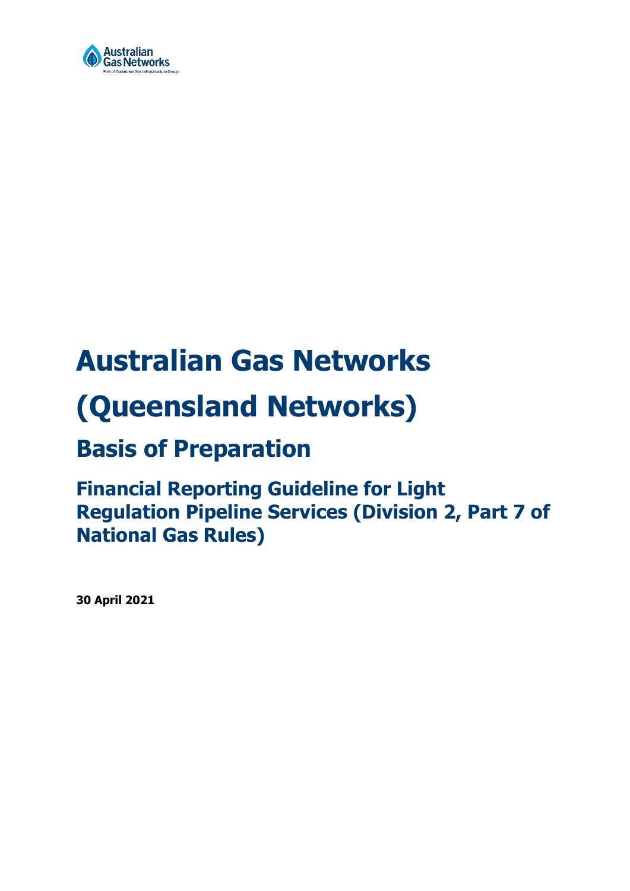# Australian Gas Networks

# (Queensland Networks)

## Basis of Preparation

### Financial Reporting Guideline for Light Regulation Pipeline Services (Division 2, Part 7 of National Gas Rules)

**30 April 2021**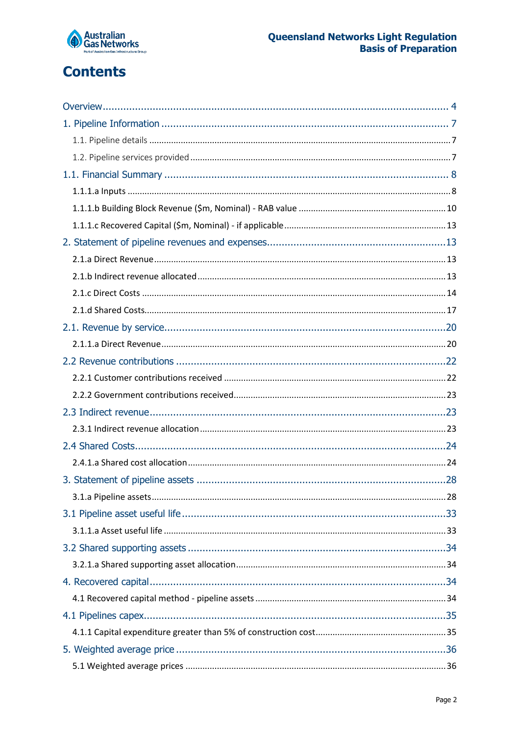# Contents

- Overview ........ 4
- 1. Pipeline Information ........ 7
  - 1.1. Pipeline details ........ 7
  - 1.2. Pipeline services provided ........ 7
- 1.1. Financial Summary ........ 8
  - 1.1.1.a Inputs ........ 8
  - 1.1.1.b Building Block Revenue ($m, Nominal) - RAB value ........ 10
  - 1.1.1.c Recovered Capital ($m, Nominal) - if applicable ........ 13
- 2. Statement of pipeline revenues and expenses ........ 13
  - 2.1.a Direct Revenue ........ 13
  - 2.1.b Indirect revenue allocated ........ 13
  - 2.1.c Direct Costs ........ 14
  - 2.1.d Shared Costs ........ 17
- 2.1. Revenue by service ........ 20
  - 2.1.1.a Direct Revenue ........ 20
- 2.2 Revenue contributions ........ 22
  - 2.2.1 Customer contributions received ........ 22
  - 2.2.2 Government contributions received ........ 23
- 2.3 Indirect revenue ........ 23
  - 2.3.1 Indirect revenue allocation ........ 23
- 2.4 Shared Costs ........ 24
  - 2.4.1.a Shared cost allocation ........ 24
- 3. Statement of pipeline assets ........ 28
  - 3.1.a Pipeline assets ........ 28
- 3.1 Pipeline asset useful life ........ 33
  - 3.1.1.a Asset useful life ........ 33
- 3.2 Shared supporting assets ........ 34
  - 3.2.1.a Shared supporting asset allocation ........ 34
- 4. Recovered capital ........ 34
  - 4.1 Recovered capital method - pipeline assets ........ 34
- 4.1 Pipelines capex ........ 35
  - 4.1.1 Capital expenditure greater than 5% of construction cost ........ 35
- 5. Weighted average price ........ 36
  - 5.1 Weighted average prices ........ 36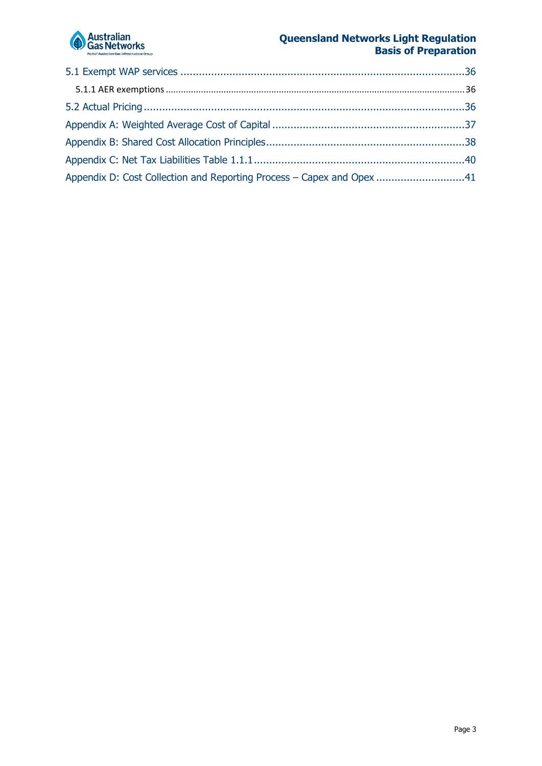5.1 Exempt WAP services ............................................................................................36

5.1.1 AER exemptions ............................................................................................36

5.2 Actual Pricing ............................................................................................36

Appendix A: Weighted Average Cost of Capital ............................................................................................37

Appendix B: Shared Cost Allocation Principles............................................................................................38

Appendix C: Net Tax Liabilities Table 1.1.1............................................................................................40

Appendix D: Cost Collection and Reporting Process – Capex and Opex ............................................................................................41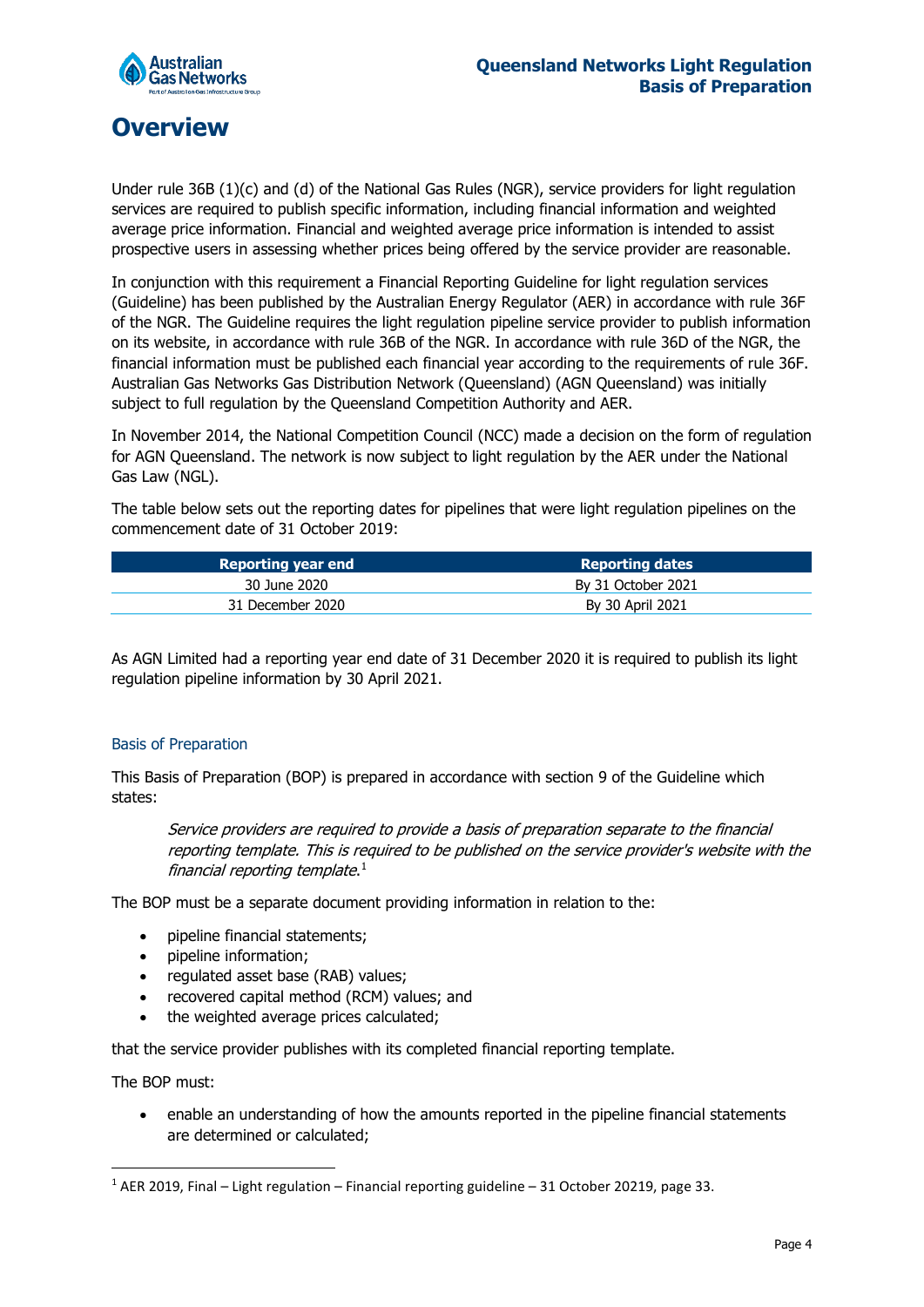# Overview

Under rule 36B (1)(c) and (d) of the National Gas Rules (NGR), service providers for light regulation services are required to publish specific information, including financial information and weighted average price information. Financial and weighted average price information is intended to assist prospective users in assessing whether prices being offered by the service provider are reasonable.

In conjunction with this requirement a Financial Reporting Guideline for light regulation services (Guideline) has been published by the Australian Energy Regulator (AER) in accordance with rule 36F of the NGR. The Guideline requires the light regulation pipeline service provider to publish information on its website, in accordance with rule 36B of the NGR. In accordance with rule 36D of the NGR, the financial information must be published each financial year according to the requirements of rule 36F. Australian Gas Networks Gas Distribution Network (Queensland) (AGN Queensland) was initially subject to full regulation by the Queensland Competition Authority and AER.

In November 2014, the National Competition Council (NCC) made a decision on the form of regulation for AGN Queensland. The network is now subject to light regulation by the AER under the National Gas Law (NGL).

The table below sets out the reporting dates for pipelines that were light regulation pipelines on the commencement date of 31 October 2019:

| Reporting year end | Reporting dates |
|---|---|
| 30 June 2020 | By 31 October 2021 |
| 31 December 2020 | By 30 April 2021 |

As AGN Limited had a reporting year end date of 31 December 2020 it is required to publish its light regulation pipeline information by 30 April 2021.

### Basis of Preparation

This Basis of Preparation (BOP) is prepared in accordance with section 9 of the Guideline which states:

> *Service providers are required to provide a basis of preparation separate to the financial reporting template. This is required to be published on the service provider's website with the financial reporting template.*[1]

The BOP must be a separate document providing information in relation to the:

- pipeline financial statements;
- pipeline information;
- regulated asset base (RAB) values;
- recovered capital method (RCM) values; and
- the weighted average prices calculated;

that the service provider publishes with its completed financial reporting template.

The BOP must:

- enable an understanding of how the amounts reported in the pipeline financial statements are determined or calculated;

[1] AER 2019, Final – Light regulation – Financial reporting guideline – 31 October 20219, page 33.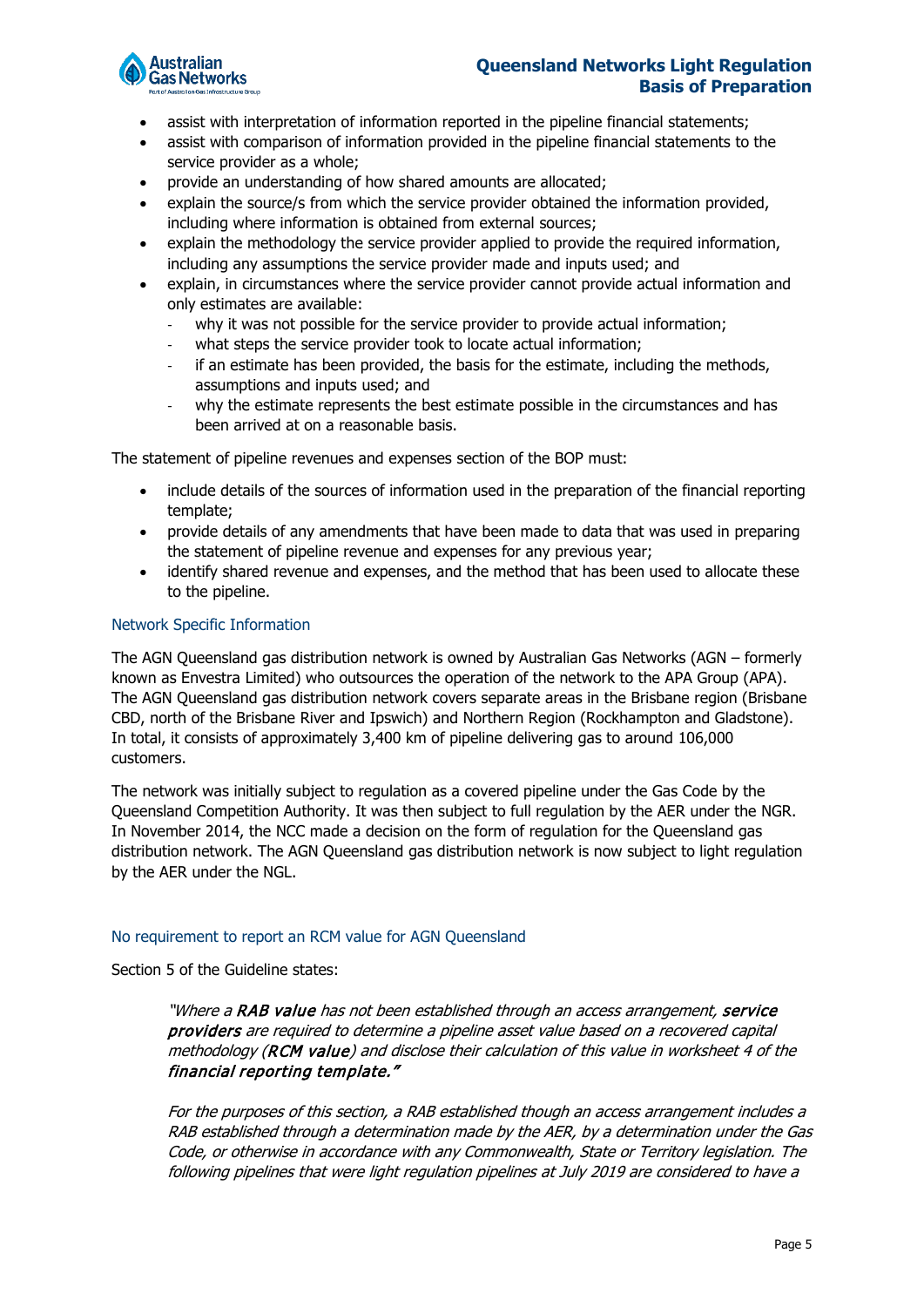- assist with interpretation of information reported in the pipeline financial statements;
- assist with comparison of information provided in the pipeline financial statements to the service provider as a whole;
- provide an understanding of how shared amounts are allocated;
- explain the source/s from which the service provider obtained the information provided, including where information is obtained from external sources;
- explain the methodology the service provider applied to provide the required information, including any assumptions the service provider made and inputs used; and
- explain, in circumstances where the service provider cannot provide actual information and only estimates are available:
  - why it was not possible for the service provider to provide actual information;
  - what steps the service provider took to locate actual information;
  - if an estimate has been provided, the basis for the estimate, including the methods, assumptions and inputs used; and
  - why the estimate represents the best estimate possible in the circumstances and has been arrived at on a reasonable basis.

The statement of pipeline revenues and expenses section of the BOP must:

- include details of the sources of information used in the preparation of the financial reporting template;
- provide details of any amendments that have been made to data that was used in preparing the statement of pipeline revenue and expenses for any previous year;
- identify shared revenue and expenses, and the method that has been used to allocate these to the pipeline.

### Network Specific Information

The AGN Queensland gas distribution network is owned by Australian Gas Networks (AGN – formerly known as Envestra Limited) who outsources the operation of the network to the APA Group (APA). The AGN Queensland gas distribution network covers separate areas in the Brisbane region (Brisbane CBD, north of the Brisbane River and Ipswich) and Northern Region (Rockhampton and Gladstone). In total, it consists of approximately 3,400 km of pipeline delivering gas to around 106,000 customers.

The network was initially subject to regulation as a covered pipeline under the Gas Code by the Queensland Competition Authority. It was then subject to full regulation by the AER under the NGR. In November 2014, the NCC made a decision on the form of regulation for the Queensland gas distribution network. The AGN Queensland gas distribution network is now subject to light regulation by the AER under the NGL.

### No requirement to report an RCM value for AGN Queensland

Section 5 of the Guideline states:

> *"Where a **RAB value** has not been established through an access arrangement, **service providers** are required to determine a pipeline asset value based on a recovered capital methodology (**RCM value**) and disclose their calculation of this value in worksheet 4 of the **financial reporting template.**"*
>
> *For the purposes of this section, a RAB established though an access arrangement includes a RAB established through a determination made by the AER, by a determination under the Gas Code, or otherwise in accordance with any Commonwealth, State or Territory legislation. The following pipelines that were light regulation pipelines at July 2019 are considered to have a*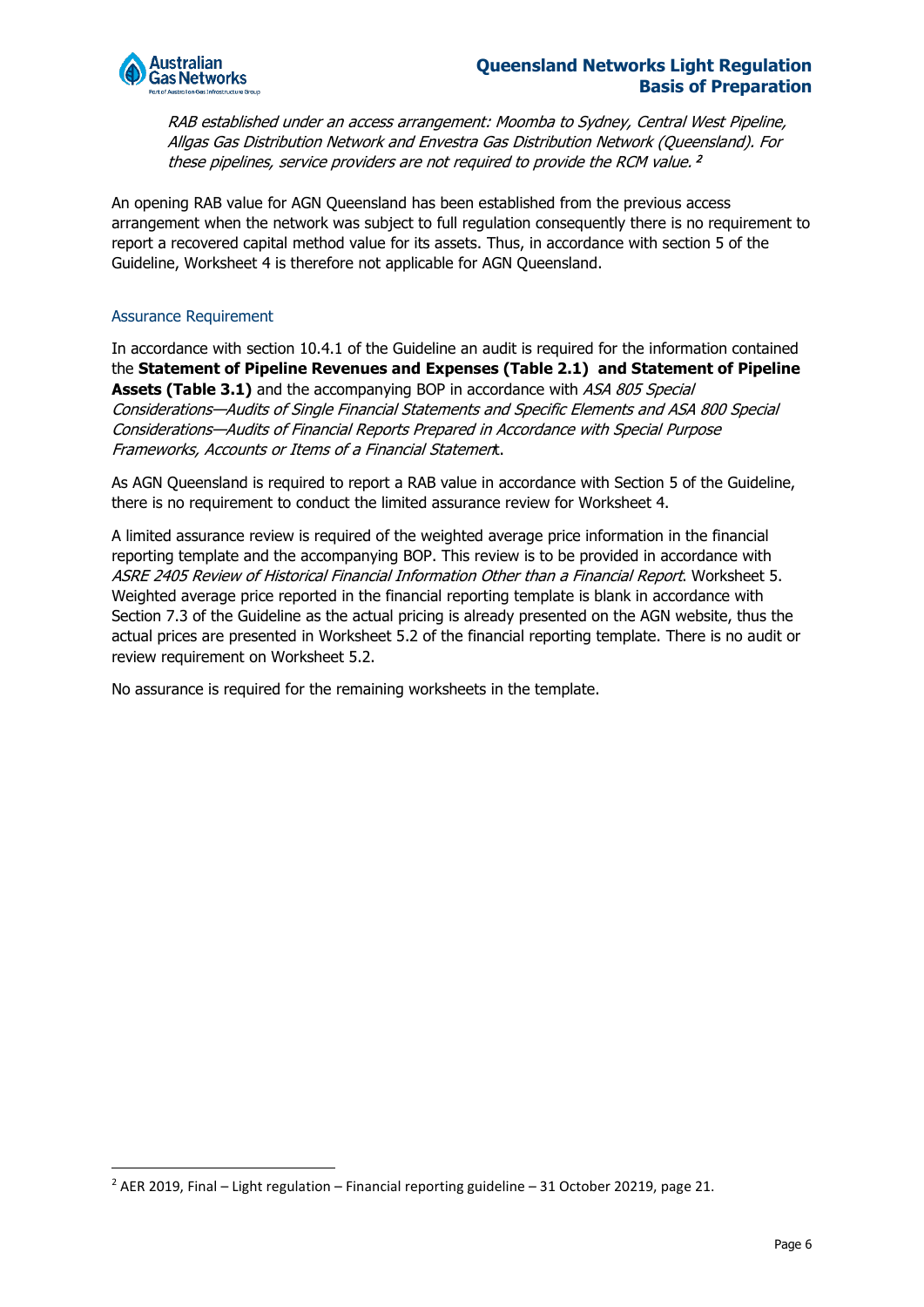> *RAB established under an access arrangement: Moomba to Sydney, Central West Pipeline, Allgas Gas Distribution Network and Envestra Gas Distribution Network (Queensland). For these pipelines, service providers are not required to provide the RCM value.* [2]

An opening RAB value for AGN Queensland has been established from the previous access arrangement when the network was subject to full regulation consequently there is no requirement to report a recovered capital method value for its assets. Thus, in accordance with section 5 of the Guideline, Worksheet 4 is therefore not applicable for AGN Queensland.

## Assurance Requirement

In accordance with section 10.4.1 of the Guideline an audit is required for the information contained the **Statement of Pipeline Revenues and Expenses (Table 2.1) and Statement of Pipeline Assets (Table 3.1)** and the accompanying BOP in accordance with *ASA 805 Special Considerations—Audits of Single Financial Statements and Specific Elements and ASA 800 Special Considerations—Audits of Financial Reports Prepared in Accordance with Special Purpose Frameworks, Accounts or Items of a Financial Statement*.

As AGN Queensland is required to report a RAB value in accordance with Section 5 of the Guideline, there is no requirement to conduct the limited assurance review for Worksheet 4.

A limited assurance review is required of the weighted average price information in the financial reporting template and the accompanying BOP. This review is to be provided in accordance with *ASRE 2405 Review of Historical Financial Information Other than a Financial Report*. Worksheet 5. Weighted average price reported in the financial reporting template is blank in accordance with Section 7.3 of the Guideline as the actual pricing is already presented on the AGN website, thus the actual prices are presented in Worksheet 5.2 of the financial reporting template. There is no audit or review requirement on Worksheet 5.2.

No assurance is required for the remaining worksheets in the template.

---

[2] AER 2019, Final – Light regulation – Financial reporting guideline – 31 October 20219, page 21.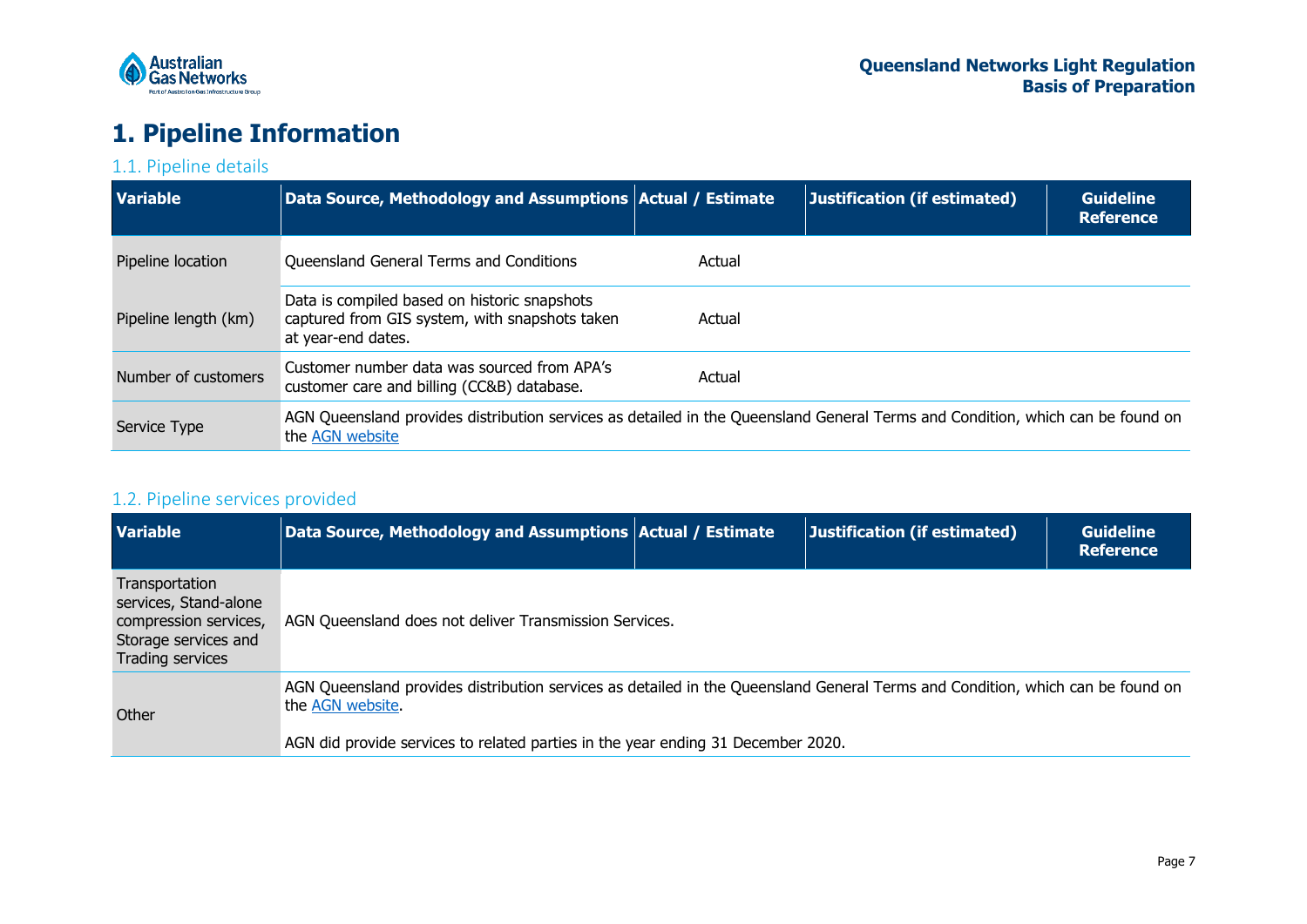# 1. Pipeline Information

## 1.1. Pipeline details

| Variable | Data Source, Methodology and Assumptions | Actual / Estimate | Justification (if estimated) | Guideline Reference |
|---|---|---|---|---|
| Pipeline location | Queensland General Terms and Conditions | Actual | | |
| Pipeline length (km) | Data is compiled based on historic snapshots captured from GIS system, with snapshots taken at year-end dates. | Actual | | |
| Number of customers | Customer number data was sourced from APA's customer care and billing (CC&B) database. | Actual | | |
| Service Type | AGN Queensland provides distribution services as detailed in the Queensland General Terms and Condition, which can be found on the AGN website | | | |

## 1.2. Pipeline services provided

| Variable | Data Source, Methodology and Assumptions | Actual / Estimate | Justification (if estimated) | Guideline Reference |
|---|---|---|---|---|
| Transportation services, Stand-alone compression services, Storage services and Trading services | AGN Queensland does not deliver Transmission Services. | | | |
| Other | AGN Queensland provides distribution services as detailed in the Queensland General Terms and Condition, which can be found on the AGN website.<br><br>AGN did provide services to related parties in the year ending 31 December 2020. | | | |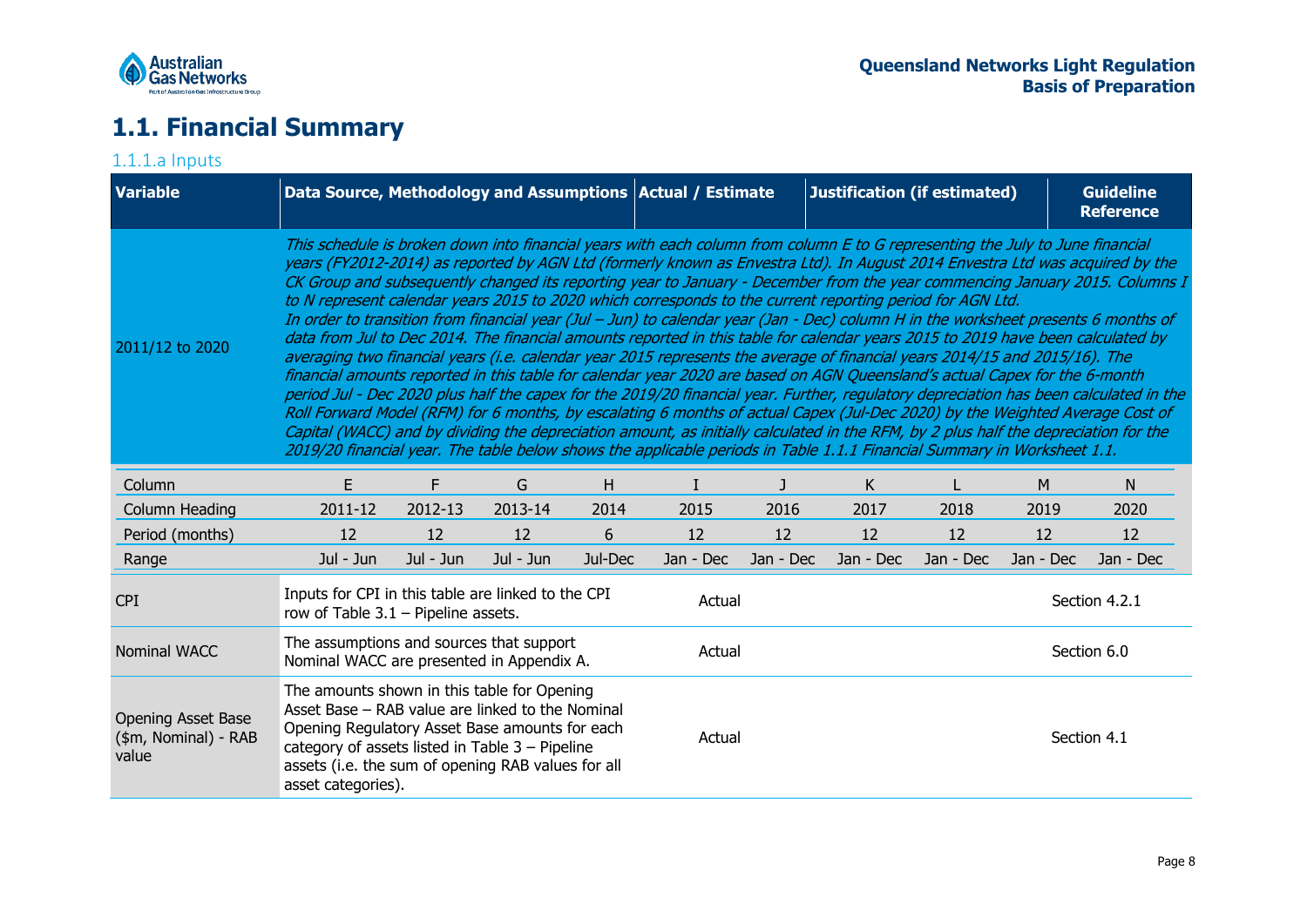# 1.1. Financial Summary

## 1.1.1.a Inputs

| Variable | Data Source, Methodology and Assumptions | Actual / Estimate | Justification (if estimated) | Guideline Reference |
|---|---|---|---|---|
| 2011/12 to 2020 | *This schedule is broken down into financial years with each column from column E to G representing the July to June financial years (FY2012-2014) as reported by AGN Ltd (formerly known as Envestra Ltd). In August 2014 Envestra Ltd was acquired by the CK Group and subsequently changed its reporting year to January - December from the year commencing January 2015. Columns I to N represent calendar years 2015 to 2020 which corresponds to the current reporting period for AGN Ltd. In order to transition from financial year (Jul – Jun) to calendar year (Jan - Dec) column H in the worksheet presents 6 months of data from Jul to Dec 2014. The financial amounts reported in this table for calendar years 2015 to 2019 have been calculated by averaging two financial years (i.e. calendar year 2015 represents the average of financial years 2014/15 and 2015/16). The financial amounts reported in this table for calendar year 2020 are based on AGN Queensland's actual Capex for the 6-month period Jul - Dec 2020 plus half the capex for the 2019/20 financial year. Further, regulatory depreciation has been calculated in the Roll Forward Model (RFM) for 6 months, by escalating 6 months of actual Capex (Jul-Dec 2020) by the Weighted Average Cost of Capital (WACC) and by dividing the depreciation amount, as initially calculated in the RFM, by 2 plus half the depreciation for the 2019/20 financial year. The table below shows the applicable periods in Table 1.1.1 Financial Summary in Worksheet 1.1.* | | | |

| Column | E | F | G | H | I | J | K | L | M | N |
|---|---|---|---|---|---|---|---|---|---|---|
| Column Heading | 2011-12 | 2012-13 | 2013-14 | 2014 | 2015 | 2016 | 2017 | 2018 | 2019 | 2020 |
| Period (months) | 12 | 12 | 12 | 6 | 12 | 12 | 12 | 12 | 12 | 12 |
| Range | Jul - Jun | Jul - Jun | Jul - Jun | Jul-Dec | Jan - Dec | Jan - Dec | Jan - Dec | Jan - Dec | Jan - Dec | Jan - Dec |

| Variable | Data Source, Methodology and Assumptions | Actual / Estimate | Justification (if estimated) | Guideline Reference |
|---|---|---|---|---|
| CPI | Inputs for CPI in this table are linked to the CPI row of Table 3.1 – Pipeline assets. | Actual | | Section 4.2.1 |
| Nominal WACC | The assumptions and sources that support Nominal WACC are presented in Appendix A. | Actual | | Section 6.0 |
| Opening Asset Base ($m, Nominal) - RAB value | The amounts shown in this table for Opening Asset Base – RAB value are linked to the Nominal Opening Regulatory Asset Base amounts for each category of assets listed in Table 3 – Pipeline assets (i.e. the sum of opening RAB values for all asset categories). | Actual | | Section 4.1 |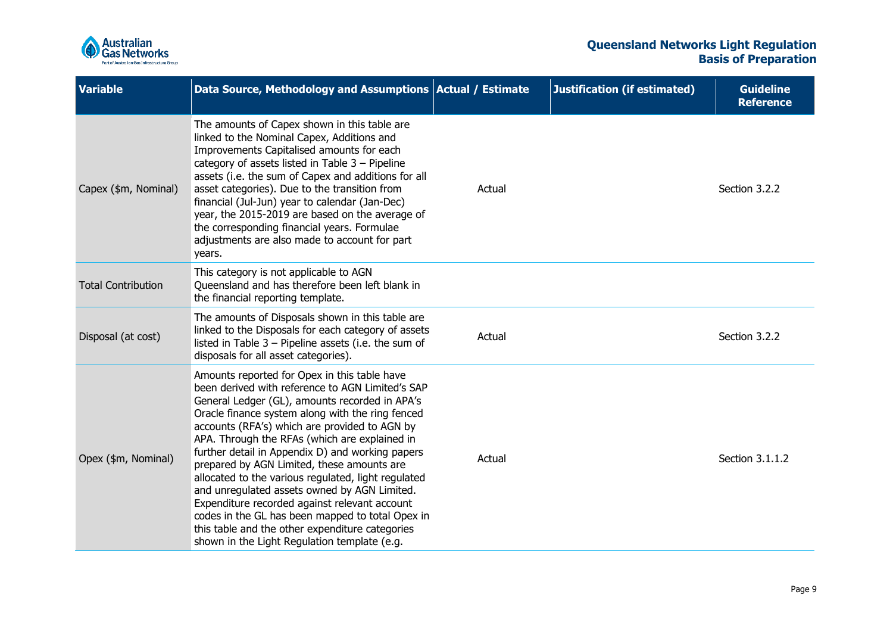| Variable | Data Source, Methodology and Assumptions | Actual / Estimate | Justification (if estimated) | Guideline Reference |
|---|---|---|---|---|
| Capex ($m, Nominal) | The amounts of Capex shown in this table are linked to the Nominal Capex, Additions and Improvements Capitalised amounts for each category of assets listed in Table 3 – Pipeline assets (i.e. the sum of Capex and additions for all asset categories). Due to the transition from financial (Jul-Jun) year to calendar (Jan-Dec) year, the 2015-2019 are based on the average of the corresponding financial years. Formulae adjustments are also made to account for part years. | Actual | | Section 3.2.2 |
| Total Contribution | This category is not applicable to AGN Queensland and has therefore been left blank in the financial reporting template. | | | |
| Disposal (at cost) | The amounts of Disposals shown in this table are linked to the Disposals for each category of assets listed in Table 3 – Pipeline assets (i.e. the sum of disposals for all asset categories). | Actual | | Section 3.2.2 |
| Opex ($m, Nominal) | Amounts reported for Opex in this table have been derived with reference to AGN Limited's SAP General Ledger (GL), amounts recorded in APA's Oracle finance system along with the ring fenced accounts (RFA's) which are provided to AGN by APA. Through the RFAs (which are explained in further detail in Appendix D) and working papers prepared by AGN Limited, these amounts are allocated to the various regulated, light regulated and unregulated assets owned by AGN Limited. Expenditure recorded against relevant account codes in the GL has been mapped to total Opex in this table and the other expenditure categories shown in the Light Regulation template (e.g. | Actual | | Section 3.1.1.2 |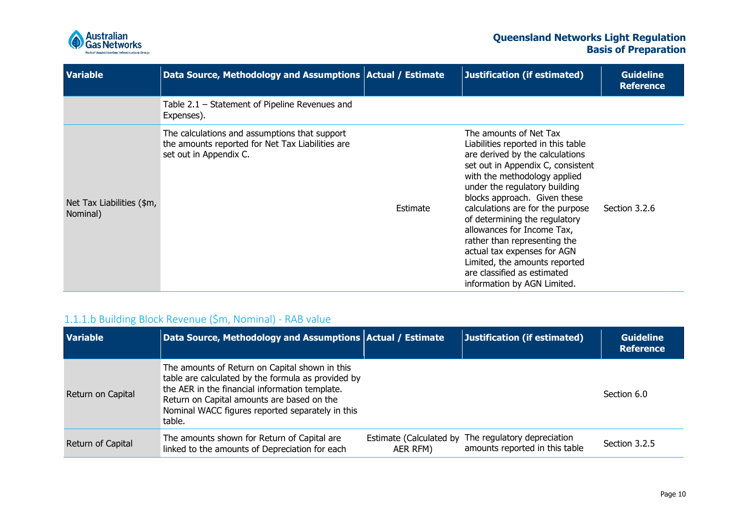| Variable | Data Source, Methodology and Assumptions | Actual / Estimate | Justification (if estimated) | Guideline Reference |
|---|---|---|---|---|
| | Table 2.1 – Statement of Pipeline Revenues and Expenses). | | | |
| Net Tax Liabilities ($m, Nominal) | The calculations and assumptions that support the amounts reported for Net Tax Liabilities are set out in Appendix C. | Estimate | The amounts of Net Tax Liabilities reported in this table are derived by the calculations set out in Appendix C, consistent with the methodology applied under the regulatory building blocks approach. Given these calculations are for the purpose of determining the regulatory allowances for Income Tax, rather than representing the actual tax expenses for AGN Limited, the amounts reported are classified as estimated information by AGN Limited. | Section 3.2.6 |

## 1.1.1.b Building Block Revenue ($m, Nominal) - RAB value

| Variable | Data Source, Methodology and Assumptions | Actual / Estimate | Justification (if estimated) | Guideline Reference |
|---|---|---|---|---|
| Return on Capital | The amounts of Return on Capital shown in this table are calculated by the formula as provided by the AER in the financial information template. Return on Capital amounts are based on the Nominal WACC figures reported separately in this table. | | | Section 6.0 |
| Return of Capital | The amounts shown for Return of Capital are linked to the amounts of Depreciation for each | Estimate (Calculated by AER RFM) | The regulatory depreciation amounts reported in this table | Section 3.2.5 |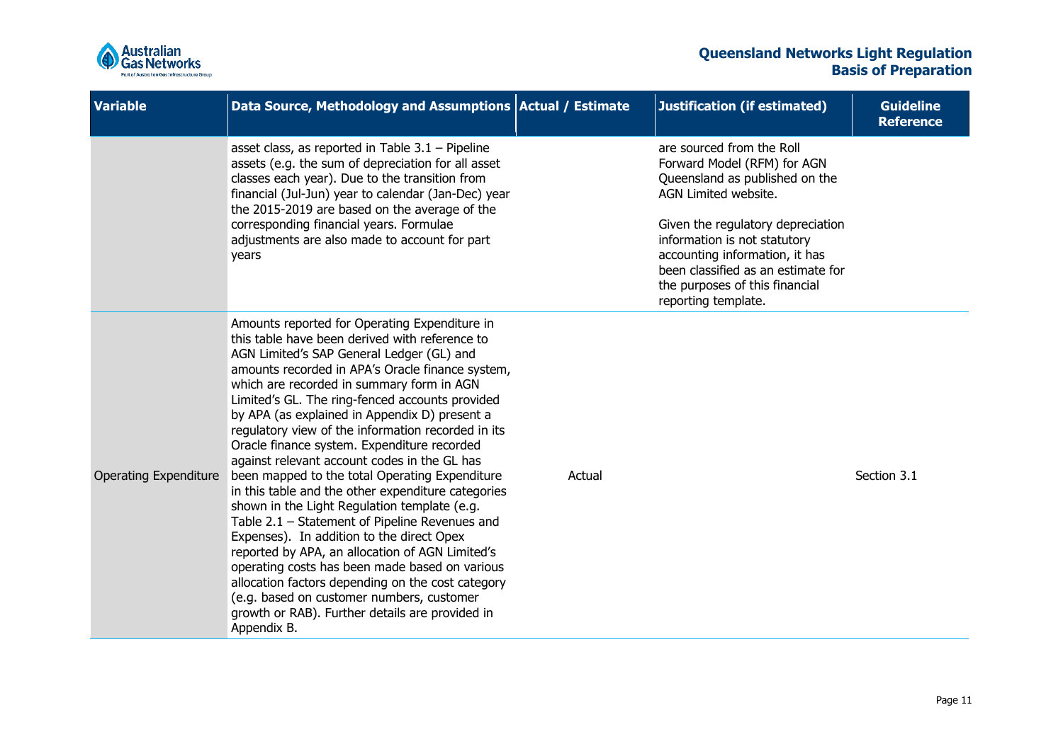| Variable | Data Source, Methodology and Assumptions | Actual / Estimate | Justification (if estimated) | Guideline Reference |
|---|---|---|---|---|
| | asset class, as reported in Table 3.1 – Pipeline assets (e.g. the sum of depreciation for all asset classes each year). Due to the transition from financial (Jul-Jun) year to calendar (Jan-Dec) year the 2015-2019 are based on the average of the corresponding financial years. Formulae adjustments are also made to account for part years | | are sourced from the Roll Forward Model (RFM) for AGN Queensland as published on the AGN Limited website. Given the regulatory depreciation information is not statutory accounting information, it has been classified as an estimate for the purposes of this financial reporting template. | |
| Operating Expenditure | Amounts reported for Operating Expenditure in this table have been derived with reference to AGN Limited's SAP General Ledger (GL) and amounts recorded in APA's Oracle finance system, which are recorded in summary form in AGN Limited's GL. The ring-fenced accounts provided by APA (as explained in Appendix D) present a regulatory view of the information recorded in its Oracle finance system. Expenditure recorded against relevant account codes in the GL has been mapped to the total Operating Expenditure in this table and the other expenditure categories shown in the Light Regulation template (e.g. Table 2.1 – Statement of Pipeline Revenues and Expenses). In addition to the direct Opex reported by APA, an allocation of AGN Limited's operating costs has been made based on various allocation factors depending on the cost category (e.g. based on customer numbers, customer growth or RAB). Further details are provided in Appendix B. | Actual | | Section 3.1 |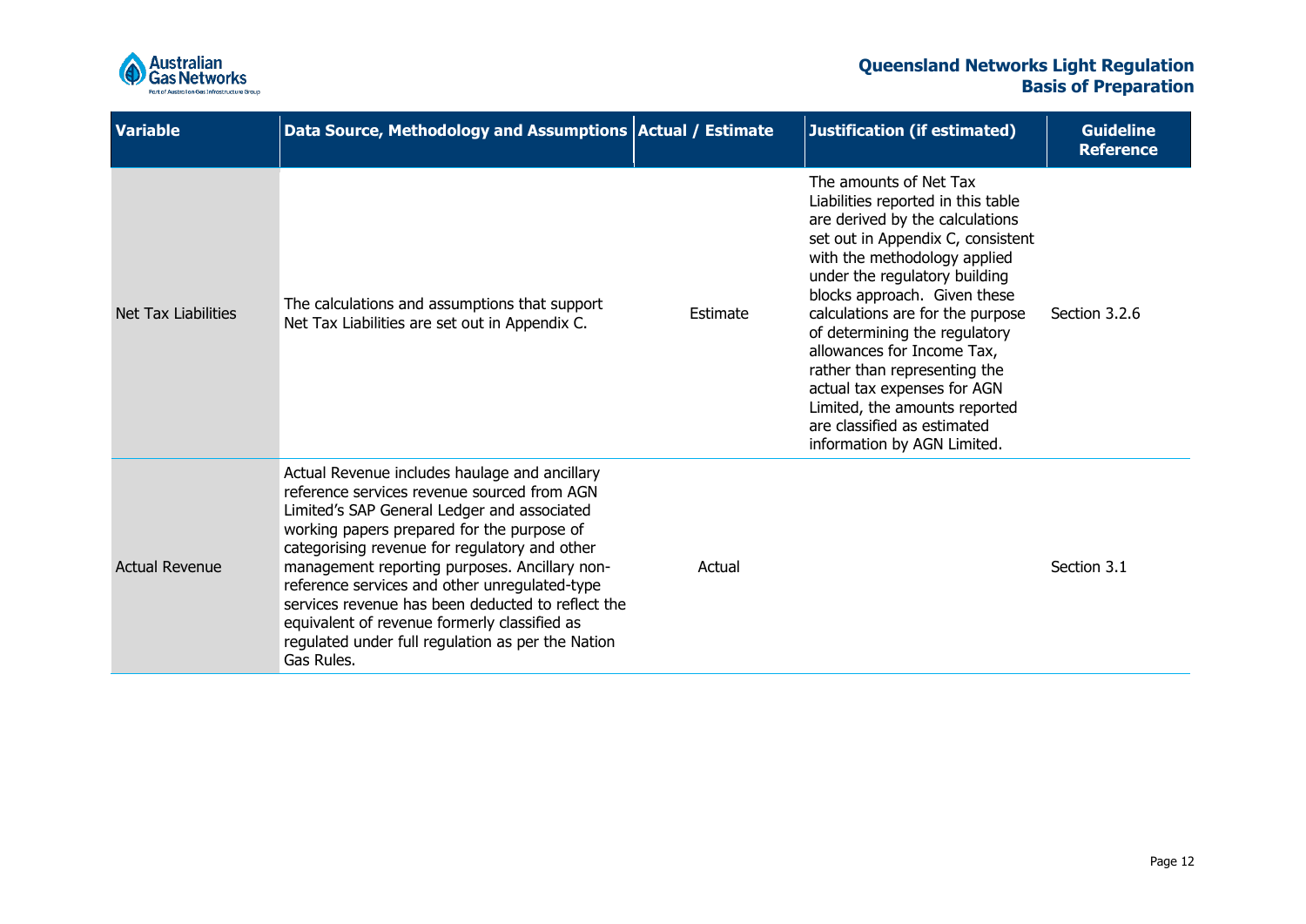| Variable | Data Source, Methodology and Assumptions | Actual / Estimate | Justification (if estimated) | Guideline Reference |
|---|---|---|---|---|
| Net Tax Liabilities | The calculations and assumptions that support Net Tax Liabilities are set out in Appendix C. | Estimate | The amounts of Net Tax Liabilities reported in this table are derived by the calculations set out in Appendix C, consistent with the methodology applied under the regulatory building blocks approach. Given these calculations are for the purpose of determining the regulatory allowances for Income Tax, rather than representing the actual tax expenses for AGN Limited, the amounts reported are classified as estimated information by AGN Limited. | Section 3.2.6 |
| Actual Revenue | Actual Revenue includes haulage and ancillary reference services revenue sourced from AGN Limited's SAP General Ledger and associated working papers prepared for the purpose of categorising revenue for regulatory and other management reporting purposes. Ancillary non-reference services and other unregulated-type services revenue has been deducted to reflect the equivalent of revenue formerly classified as regulated under full regulation as per the Nation Gas Rules. | Actual | | Section 3.1 |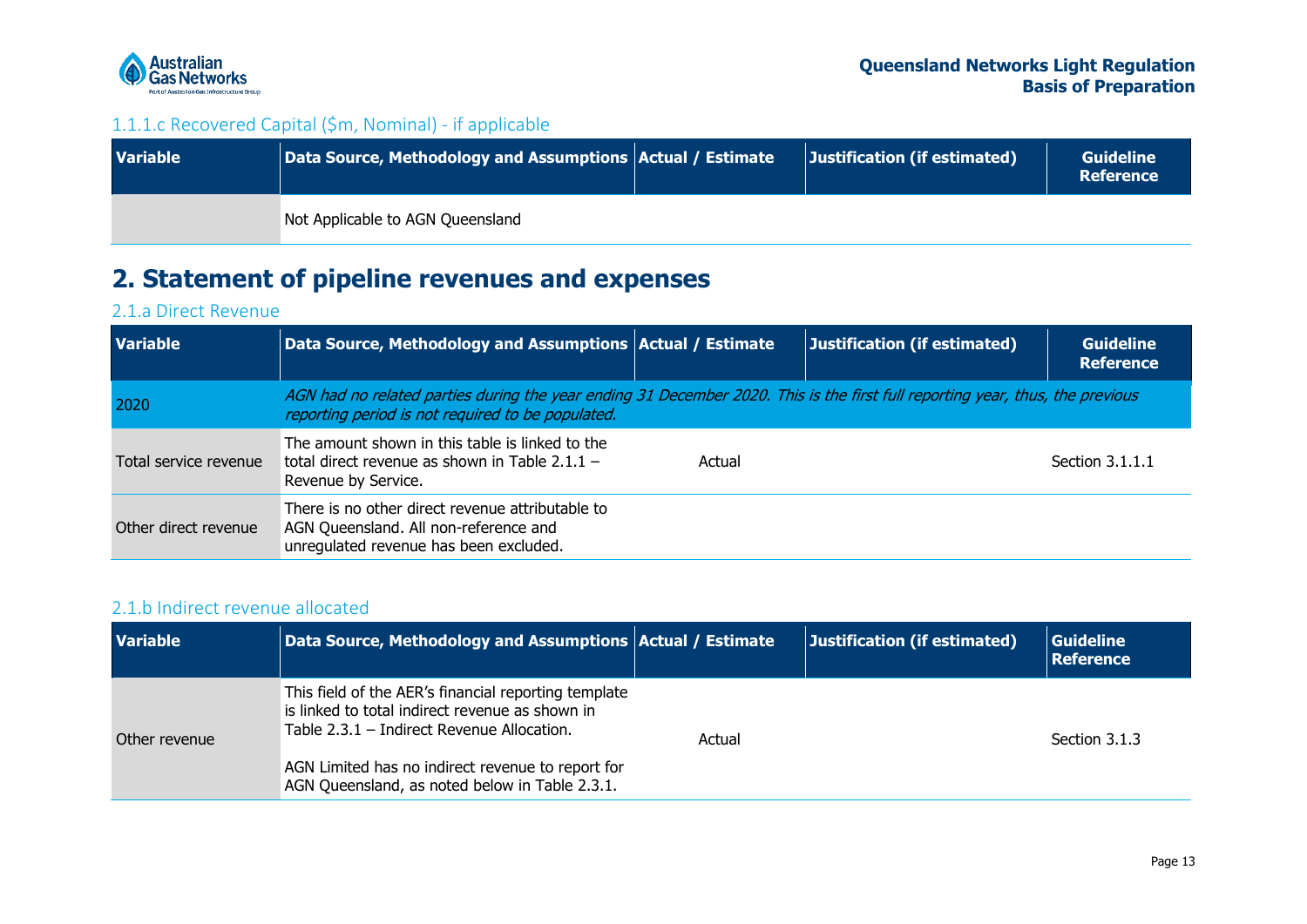### 1.1.1.c Recovered Capital ($m, Nominal) - if applicable

| Variable | Data Source, Methodology and Assumptions | Actual / Estimate | Justification (if estimated) | Guideline Reference |
|---|---|---|---|---|
| | Not Applicable to AGN Queensland | | | |

# 2. Statement of pipeline revenues and expenses

### 2.1.a Direct Revenue

| Variable | Data Source, Methodology and Assumptions | Actual / Estimate | Justification (if estimated) | Guideline Reference |
|---|---|---|---|---|
| 2020 | *AGN had no related parties during the year ending 31 December 2020. This is the first full reporting year, thus, the previous reporting period is not required to be populated.* | | | |
| Total service revenue | The amount shown in this table is linked to the total direct revenue as shown in Table 2.1.1 – Revenue by Service. | Actual | | Section 3.1.1.1 |
| Other direct revenue | There is no other direct revenue attributable to AGN Queensland. All non-reference and unregulated revenue has been excluded. | | | |

### 2.1.b Indirect revenue allocated

| Variable | Data Source, Methodology and Assumptions | Actual / Estimate | Justification (if estimated) | Guideline Reference |
|---|---|---|---|---|
| Other revenue | This field of the AER's financial reporting template is linked to total indirect revenue as shown in Table 2.3.1 – Indirect Revenue Allocation.<br><br>AGN Limited has no indirect revenue to report for AGN Queensland, as noted below in Table 2.3.1. | Actual | | Section 3.1.3 |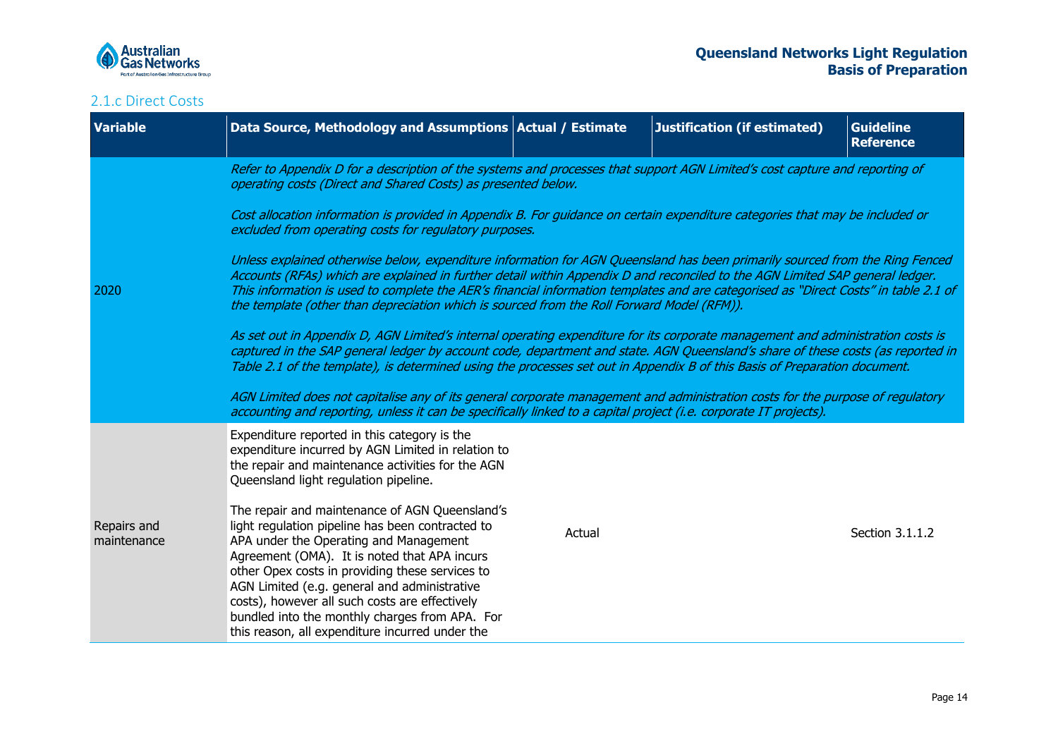## 2.1.c Direct Costs

| Variable | Data Source, Methodology and Assumptions | Actual / Estimate | Justification (if estimated) | Guideline Reference |
|---|---|---|---|---|
| 2020 | *Refer to Appendix D for a description of the systems and processes that support AGN Limited's cost capture and reporting of operating costs (Direct and Shared Costs) as presented below.*<br><br>*Cost allocation information is provided in Appendix B. For guidance on certain expenditure categories that may be included or excluded from operating costs for regulatory purposes.*<br><br>*Unless explained otherwise below, expenditure information for AGN Queensland has been primarily sourced from the Ring Fenced Accounts (RFAs) which are explained in further detail within Appendix D and reconciled to the AGN Limited SAP general ledger. This information is used to complete the AER's financial information templates and are categorised as "Direct Costs" in table 2.1 of the template (other than depreciation which is sourced from the Roll Forward Model (RFM)).*<br><br>*As set out in Appendix D, AGN Limited's internal operating expenditure for its corporate management and administration costs is captured in the SAP general ledger by account code, department and state. AGN Queensland's share of these costs (as reported in Table 2.1 of the template), is determined using the processes set out in Appendix B of this Basis of Preparation document.*<br><br>*AGN Limited does not capitalise any of its general corporate management and administration costs for the purpose of regulatory accounting and reporting, unless it can be specifically linked to a capital project (i.e. corporate IT projects).* | | | |
| Repairs and maintenance | Expenditure reported in this category is the expenditure incurred by AGN Limited in relation to the repair and maintenance activities for the AGN Queensland light regulation pipeline.<br><br>The repair and maintenance of AGN Queensland's light regulation pipeline has been contracted to APA under the Operating and Management Agreement (OMA). It is noted that APA incurs other Opex costs in providing these services to AGN Limited (e.g. general and administrative costs), however all such costs are effectively bundled into the monthly charges from APA. For this reason, all expenditure incurred under the | Actual | | Section 3.1.1.2 |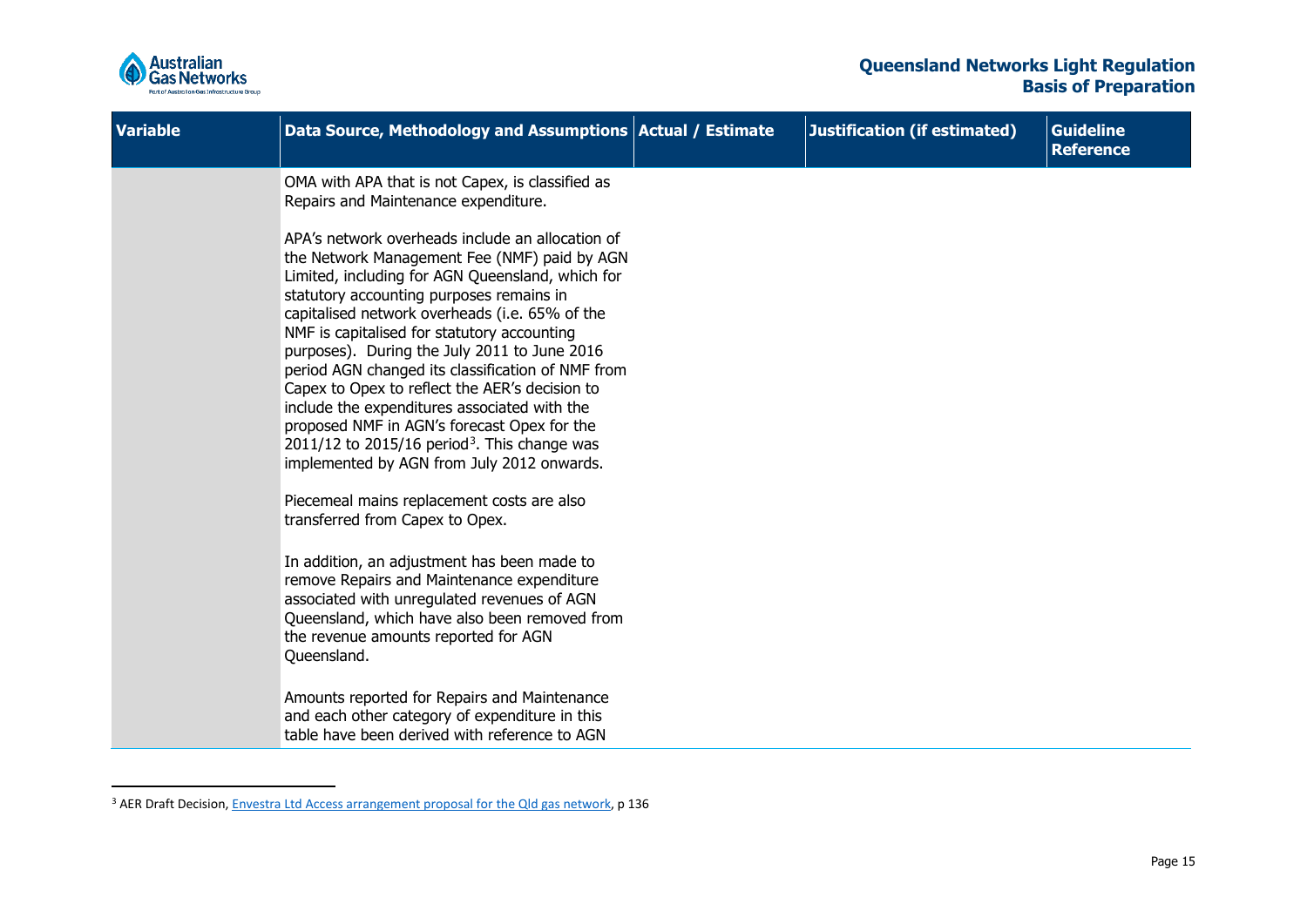| Variable | Data Source, Methodology and Assumptions | Actual / Estimate | Justification (if estimated) | Guideline Reference |
|---|---|---|---|---|
| | OMA with APA that is not Capex, is classified as Repairs and Maintenance expenditure.<br><br>APA's network overheads include an allocation of the Network Management Fee (NMF) paid by AGN Limited, including for AGN Queensland, which for statutory accounting purposes remains in capitalised network overheads (i.e. 65% of the NMF is capitalised for statutory accounting purposes). During the July 2011 to June 2016 period AGN changed its classification of NMF from Capex to Opex to reflect the AER's decision to include the expenditures associated with the proposed NMF in AGN's forecast Opex for the 2011/12 to 2015/16 period[3]. This change was implemented by AGN from July 2012 onwards.<br><br>Piecemeal mains replacement costs are also transferred from Capex to Opex.<br><br>In addition, an adjustment has been made to remove Repairs and Maintenance expenditure associated with unregulated revenues of AGN Queensland, which have also been removed from the revenue amounts reported for AGN Queensland.<br><br>Amounts reported for Repairs and Maintenance and each other category of expenditure in this table have been derived with reference to AGN | | | |

[3] AER Draft Decision, Envestra Ltd Access arrangement proposal for the Qld gas network, p 136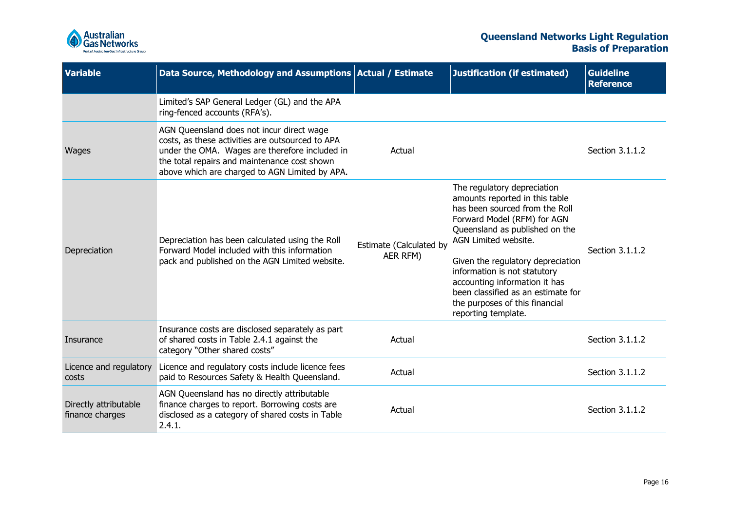| Variable | Data Source, Methodology and Assumptions | Actual / Estimate | Justification (if estimated) | Guideline Reference |
|---|---|---|---|---|
| | Limited's SAP General Ledger (GL) and the APA ring-fenced accounts (RFA's). | | | |
| Wages | AGN Queensland does not incur direct wage costs, as these activities are outsourced to APA under the OMA. Wages are therefore included in the total repairs and maintenance cost shown above which are charged to AGN Limited by APA. | Actual | | Section 3.1.1.2 |
| Depreciation | Depreciation has been calculated using the Roll Forward Model included with this information pack and published on the AGN Limited website. | Estimate (Calculated by AER RFM) | The regulatory depreciation amounts reported in this table has been sourced from the Roll Forward Model (RFM) for AGN Queensland as published on the AGN Limited website.<br><br>Given the regulatory depreciation information is not statutory accounting information it has been classified as an estimate for the purposes of this financial reporting template. | Section 3.1.1.2 |
| Insurance | Insurance costs are disclosed separately as part of shared costs in Table 2.4.1 against the category "Other shared costs" | Actual | | Section 3.1.1.2 |
| Licence and regulatory costs | Licence and regulatory costs include licence fees paid to Resources Safety & Health Queensland. | Actual | | Section 3.1.1.2 |
| Directly attributable finance charges | AGN Queensland has no directly attributable finance charges to report. Borrowing costs are disclosed as a category of shared costs in Table 2.4.1. | Actual | | Section 3.1.1.2 |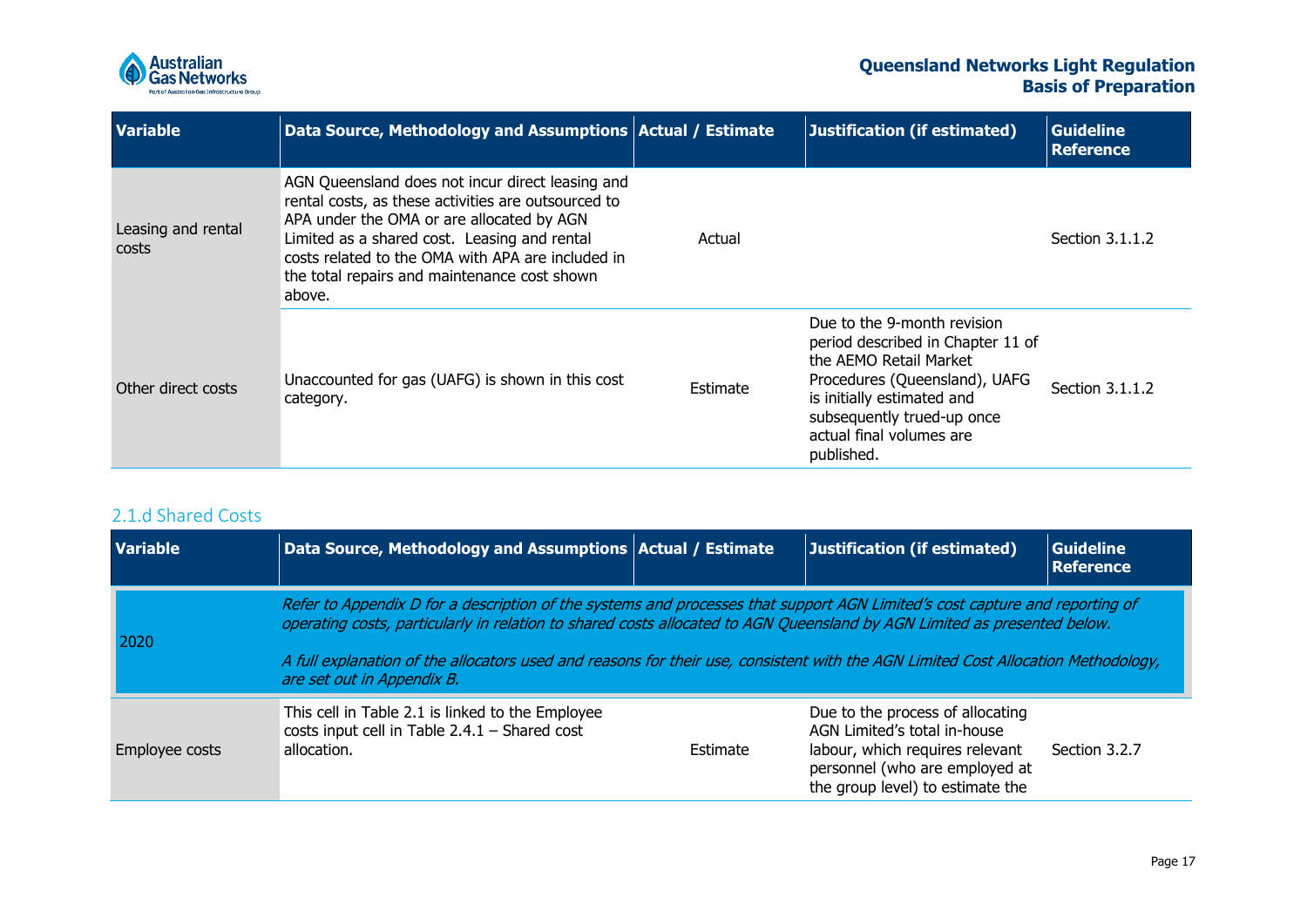| Variable | Data Source, Methodology and Assumptions | Actual / Estimate | Justification (if estimated) | Guideline Reference |
|---|---|---|---|---|
| Leasing and rental costs | AGN Queensland does not incur direct leasing and rental costs, as these activities are outsourced to APA under the OMA or are allocated by AGN Limited as a shared cost. Leasing and rental costs related to the OMA with APA are included in the total repairs and maintenance cost shown above. | Actual | | Section 3.1.1.2 |
| Other direct costs | Unaccounted for gas (UAFG) is shown in this cost category. | Estimate | Due to the 9-month revision period described in Chapter 11 of the AEMO Retail Market Procedures (Queensland), UAFG is initially estimated and subsequently trued-up once actual final volumes are published. | Section 3.1.1.2 |

## 2.1.d Shared Costs

| Variable | Data Source, Methodology and Assumptions | Actual / Estimate | Justification (if estimated) | Guideline Reference |
|---|---|---|---|---|
| 2020 | *Refer to Appendix D for a description of the systems and processes that support AGN Limited's cost capture and reporting of operating costs, particularly in relation to shared costs allocated to AGN Queensland by AGN Limited as presented below.* <br><br> *A full explanation of the allocators used and reasons for their use, consistent with the AGN Limited Cost Allocation Methodology, are set out in Appendix B.* | | | |
| Employee costs | This cell in Table 2.1 is linked to the Employee costs input cell in Table 2.4.1 – Shared cost allocation. | Estimate | Due to the process of allocating AGN Limited's total in-house labour, which requires relevant personnel (who are employed at the group level) to estimate the | Section 3.2.7 |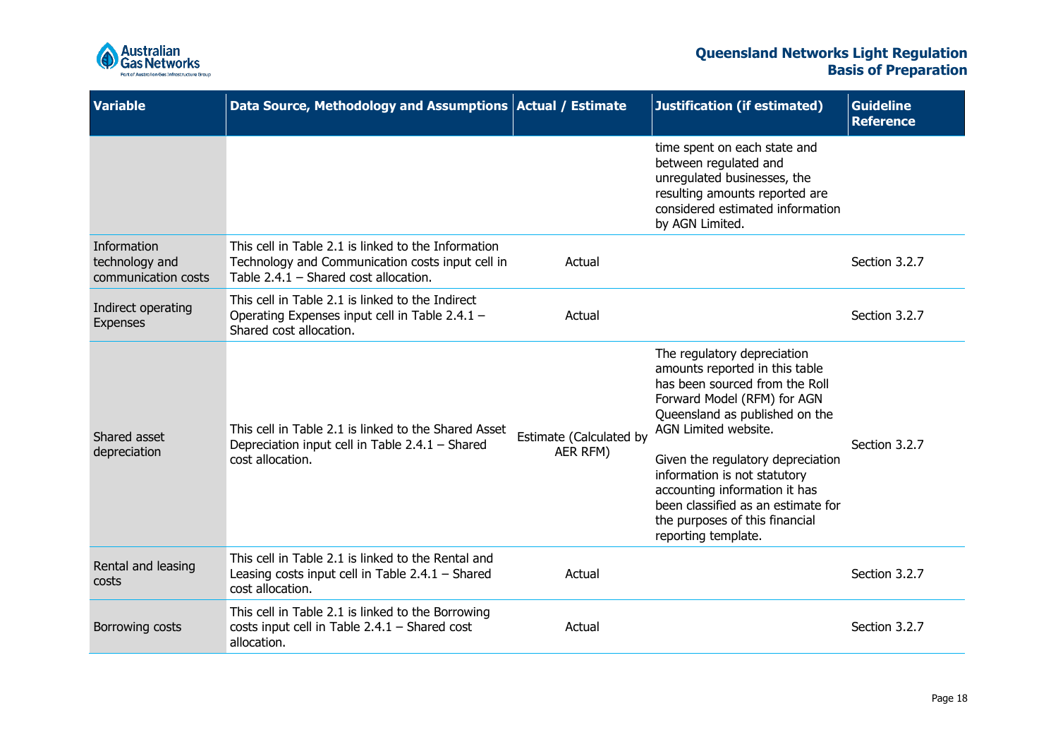| Variable | Data Source, Methodology and Assumptions | Actual / Estimate | Justification (if estimated) | Guideline Reference |
|---|---|---|---|---|
| | | | time spent on each state and between regulated and unregulated businesses, the resulting amounts reported are considered estimated information by AGN Limited. | |
| Information technology and communication costs | This cell in Table 2.1 is linked to the Information Technology and Communication costs input cell in Table 2.4.1 – Shared cost allocation. | Actual | | Section 3.2.7 |
| Indirect operating Expenses | This cell in Table 2.1 is linked to the Indirect Operating Expenses input cell in Table 2.4.1 – Shared cost allocation. | Actual | | Section 3.2.7 |
| Shared asset depreciation | This cell in Table 2.1 is linked to the Shared Asset Depreciation input cell in Table 2.4.1 – Shared cost allocation. | Estimate (Calculated by AER RFM) | The regulatory depreciation amounts reported in this table has been sourced from the Roll Forward Model (RFM) for AGN Queensland as published on the AGN Limited website.<br><br>Given the regulatory depreciation information is not statutory accounting information it has been classified as an estimate for the purposes of this financial reporting template. | Section 3.2.7 |
| Rental and leasing costs | This cell in Table 2.1 is linked to the Rental and Leasing costs input cell in Table 2.4.1 – Shared cost allocation. | Actual | | Section 3.2.7 |
| Borrowing costs | This cell in Table 2.1 is linked to the Borrowing costs input cell in Table 2.4.1 – Shared cost allocation. | Actual | | Section 3.2.7 |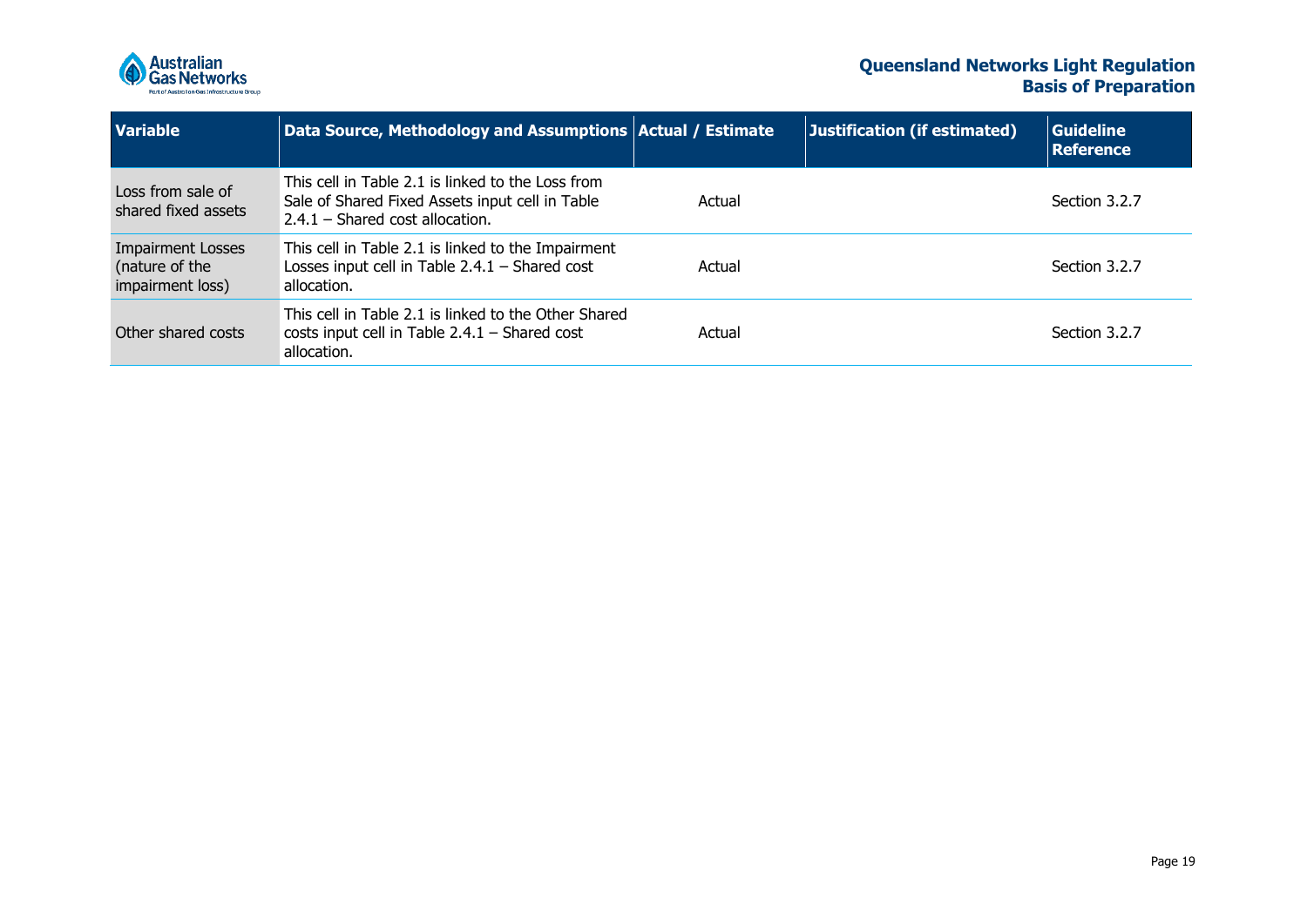| Variable | Data Source, Methodology and Assumptions | Actual / Estimate | Justification (if estimated) | Guideline Reference |
|---|---|---|---|---|
| Loss from sale of shared fixed assets | This cell in Table 2.1 is linked to the Loss from Sale of Shared Fixed Assets input cell in Table 2.4.1 – Shared cost allocation. | Actual | | Section 3.2.7 |
| Impairment Losses (nature of the impairment loss) | This cell in Table 2.1 is linked to the Impairment Losses input cell in Table 2.4.1 – Shared cost allocation. | Actual | | Section 3.2.7 |
| Other shared costs | This cell in Table 2.1 is linked to the Other Shared costs input cell in Table 2.4.1 – Shared cost allocation. | Actual | | Section 3.2.7 |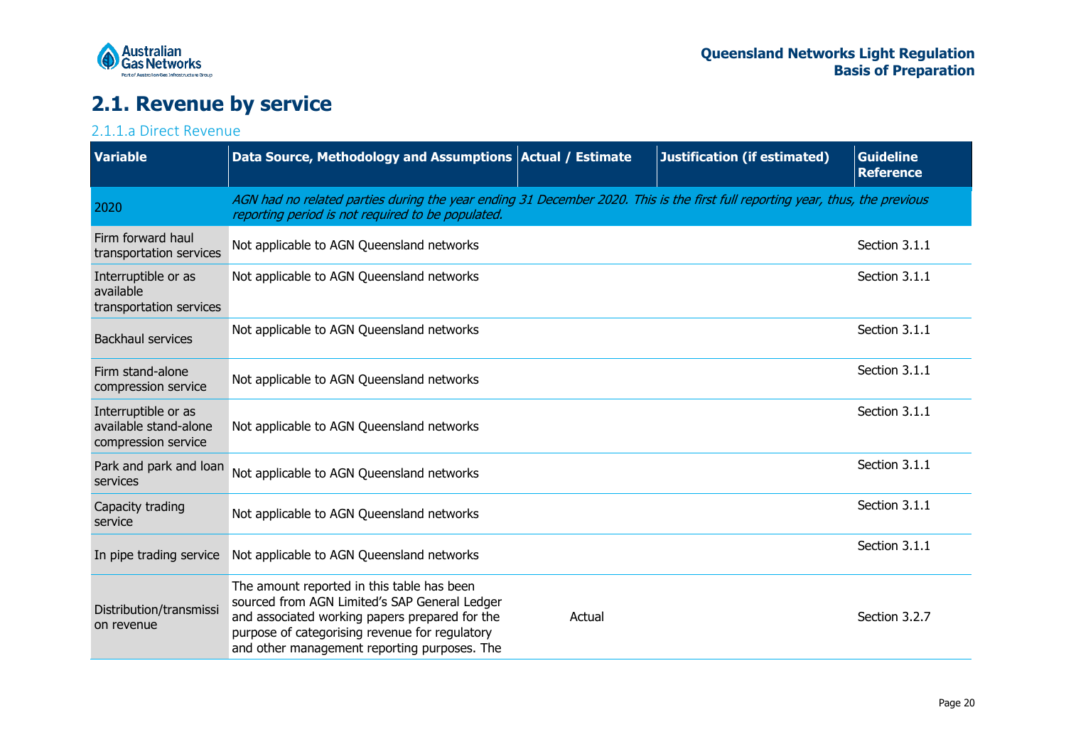# 2.1. Revenue by service

## 2.1.1.a Direct Revenue

| Variable | Data Source, Methodology and Assumptions | Actual / Estimate | Justification (if estimated) | Guideline Reference |
|---|---|---|---|---|
| 2020 | *AGN had no related parties during the year ending 31 December 2020. This is the first full reporting year, thus, the previous reporting period is not required to be populated.* | | | |
| Firm forward haul transportation services | Not applicable to AGN Queensland networks | | | Section 3.1.1 |
| Interruptible or as available transportation services | Not applicable to AGN Queensland networks | | | Section 3.1.1 |
| Backhaul services | Not applicable to AGN Queensland networks | | | Section 3.1.1 |
| Firm stand-alone compression service | Not applicable to AGN Queensland networks | | | Section 3.1.1 |
| Interruptible or as available stand-alone compression service | Not applicable to AGN Queensland networks | | | Section 3.1.1 |
| Park and park and loan services | Not applicable to AGN Queensland networks | | | Section 3.1.1 |
| Capacity trading service | Not applicable to AGN Queensland networks | | | Section 3.1.1 |
| In pipe trading service | Not applicable to AGN Queensland networks | | | Section 3.1.1 |
| Distribution/transmission revenue | The amount reported in this table has been sourced from AGN Limited's SAP General Ledger and associated working papers prepared for the purpose of categorising revenue for regulatory and other management reporting purposes. The | Actual | | Section 3.2.7 |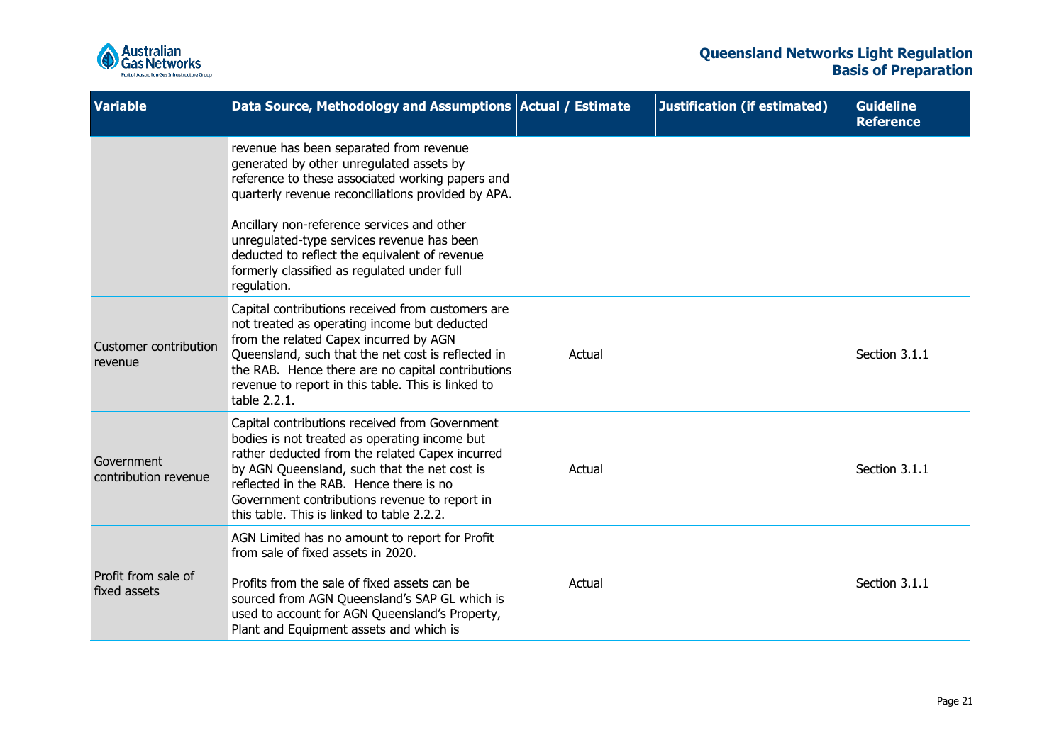| Variable | Data Source, Methodology and Assumptions | Actual / Estimate | Justification (if estimated) | Guideline Reference |
|---|---|---|---|---|
| | revenue has been separated from revenue generated by other unregulated assets by reference to these associated working papers and quarterly revenue reconciliations provided by APA.<br><br>Ancillary non-reference services and other unregulated-type services revenue has been deducted to reflect the equivalent of revenue formerly classified as regulated under full regulation. | | | |
| Customer contribution revenue | Capital contributions received from customers are not treated as operating income but deducted from the related Capex incurred by AGN Queensland, such that the net cost is reflected in the RAB. Hence there are no capital contributions revenue to report in this table. This is linked to table 2.2.1. | Actual | | Section 3.1.1 |
| Government contribution revenue | Capital contributions received from Government bodies is not treated as operating income but rather deducted from the related Capex incurred by AGN Queensland, such that the net cost is reflected in the RAB. Hence there is no Government contributions revenue to report in this table. This is linked to table 2.2.2. | Actual | | Section 3.1.1 |
| Profit from sale of fixed assets | AGN Limited has no amount to report for Profit from sale of fixed assets in 2020.<br><br>Profits from the sale of fixed assets can be sourced from AGN Queensland's SAP GL which is used to account for AGN Queensland's Property, Plant and Equipment assets and which is | Actual | | Section 3.1.1 |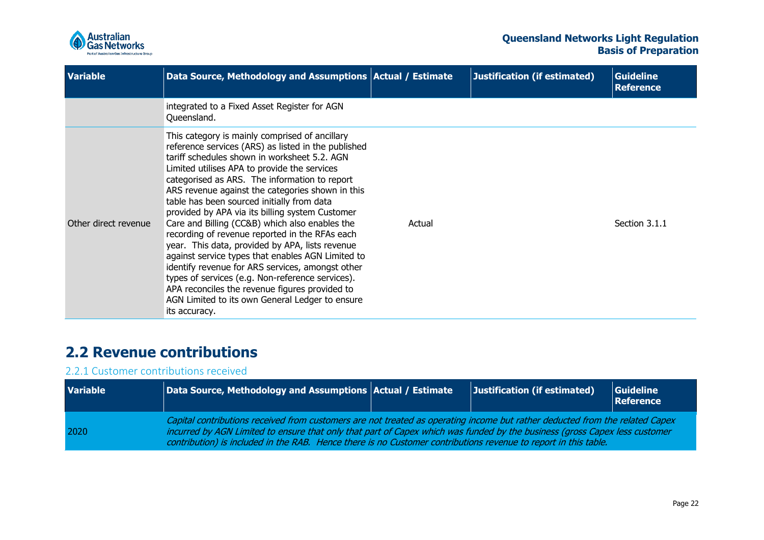| Variable | Data Source, Methodology and Assumptions | Actual / Estimate | Justification (if estimated) | Guideline Reference |
|---|---|---|---|---|
| | integrated to a Fixed Asset Register for AGN Queensland. | | | |
| Other direct revenue | This category is mainly comprised of ancillary reference services (ARS) as listed in the published tariff schedules shown in worksheet 5.2. AGN Limited utilises APA to provide the services categorised as ARS. The information to report ARS revenue against the categories shown in this table has been sourced initially from data provided by APA via its billing system Customer Care and Billing (CC&B) which also enables the recording of revenue reported in the RFAs each year. This data, provided by APA, lists revenue against service types that enables AGN Limited to identify revenue for ARS services, amongst other types of services (e.g. Non-reference services). APA reconciles the revenue figures provided to AGN Limited to its own General Ledger to ensure its accuracy. | Actual | | Section 3.1.1 |

## 2.2 Revenue contributions

### 2.2.1 Customer contributions received

| Variable | Data Source, Methodology and Assumptions | Actual / Estimate | Justification (if estimated) | Guideline Reference |
|---|---|---|---|---|
| 2020 | *Capital contributions received from customers are not treated as operating income but rather deducted from the related Capex incurred by AGN Limited to ensure that only that part of Capex which was funded by the business (gross Capex less customer contribution) is included in the RAB. Hence there is no Customer contributions revenue to report in this table.* | | | |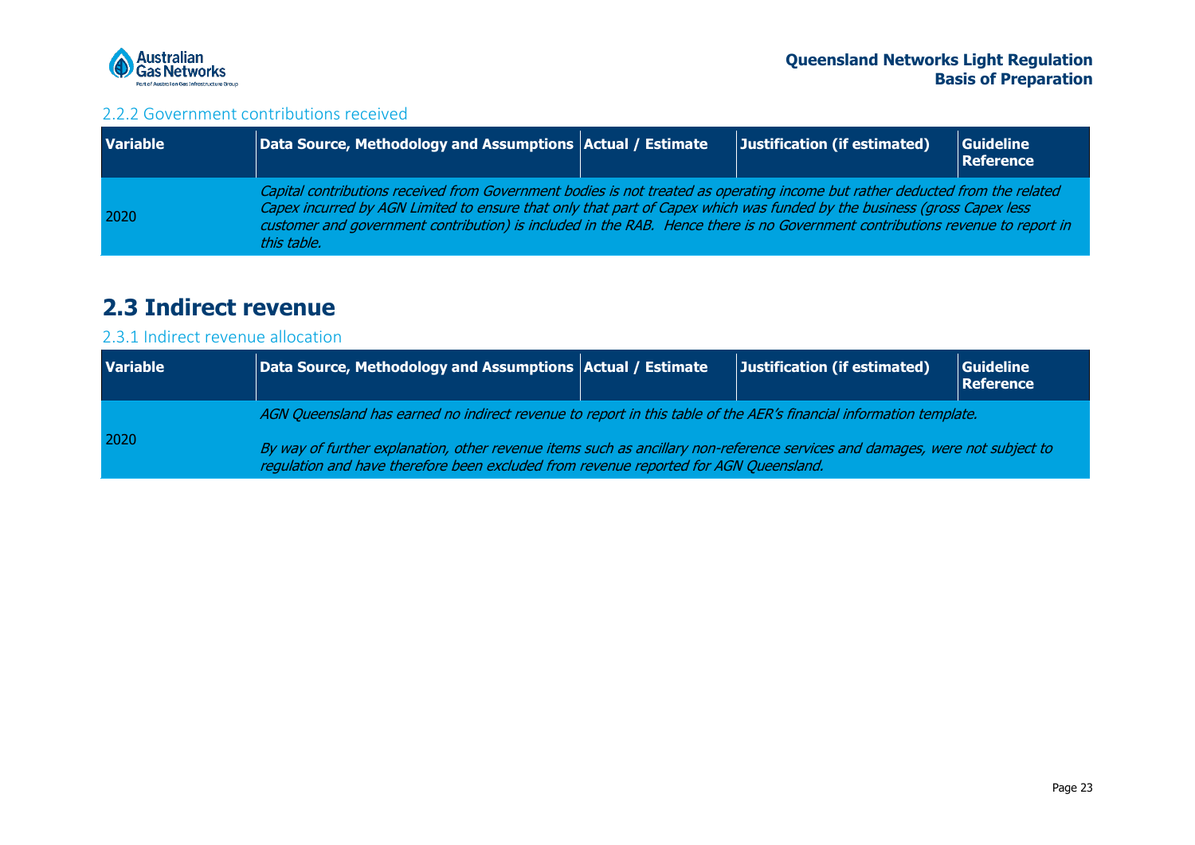### 2.2.2 Government contributions received

| Variable | Data Source, Methodology and Assumptions | Actual / Estimate | Justification (if estimated) | Guideline Reference |
|---|---|---|---|---|
| 2020 | *Capital contributions received from Government bodies is not treated as operating income but rather deducted from the related Capex incurred by AGN Limited to ensure that only that part of Capex which was funded by the business (gross Capex less customer and government contribution) is included in the RAB. Hence there is no Government contributions revenue to report in this table.* | | | |

## 2.3 Indirect revenue

### 2.3.1 Indirect revenue allocation

| Variable | Data Source, Methodology and Assumptions | Actual / Estimate | Justification (if estimated) | Guideline Reference |
|---|---|---|---|---|
| 2020 | *AGN Queensland has earned no indirect revenue to report in this table of the AER's financial information template.*<br><br>*By way of further explanation, other revenue items such as ancillary non-reference services and damages, were not subject to regulation and have therefore been excluded from revenue reported for AGN Queensland.* | | | |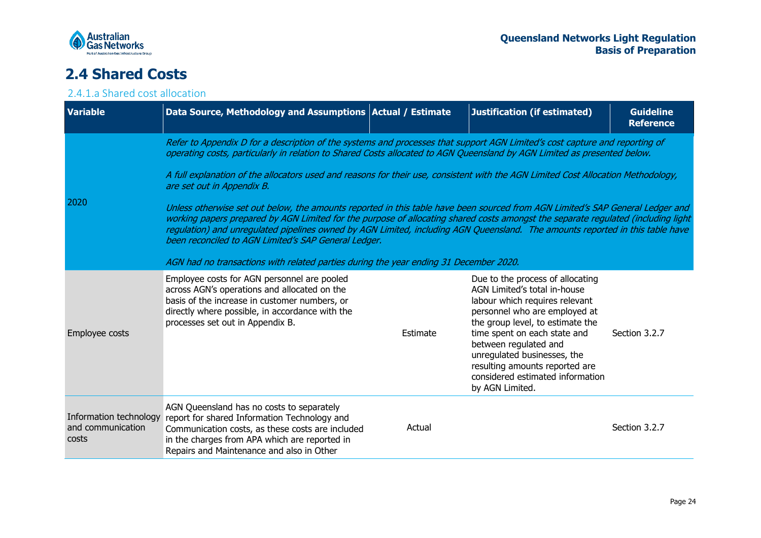# 2.4 Shared Costs

## 2.4.1.a Shared cost allocation

| Variable | Data Source, Methodology and Assumptions | Actual / Estimate | Justification (if estimated) | Guideline Reference |
|---|---|---|---|---|
| 2020 | *Refer to Appendix D for a description of the systems and processes that support AGN Limited's cost capture and reporting of operating costs, particularly in relation to Shared Costs allocated to AGN Queensland by AGN Limited as presented below.* <br><br> *A full explanation of the allocators used and reasons for their use, consistent with the AGN Limited Cost Allocation Methodology, are set out in Appendix B.* <br><br> *Unless otherwise set out below, the amounts reported in this table have been sourced from AGN Limited's SAP General Ledger and working papers prepared by AGN Limited for the purpose of allocating shared costs amongst the separate regulated (including light regulation) and unregulated pipelines owned by AGN Limited, including AGN Queensland. The amounts reported in this table have been reconciled to AGN Limited's SAP General Ledger.* <br><br> *AGN had no transactions with related parties during the year ending 31 December 2020.* | | | |
| Employee costs | Employee costs for AGN personnel are pooled across AGN's operations and allocated on the basis of the increase in customer numbers, or directly where possible, in accordance with the processes set out in Appendix B. | Estimate | Due to the process of allocating AGN Limited's total in-house labour which requires relevant personnel who are employed at the group level, to estimate the time spent on each state and between regulated and unregulated businesses, the resulting amounts reported are considered estimated information by AGN Limited. | Section 3.2.7 |
| Information technology and communication costs | AGN Queensland has no costs to separately report for shared Information Technology and Communication costs, as these costs are included in the charges from APA which are reported in Repairs and Maintenance and also in Other | Actual | | Section 3.2.7 |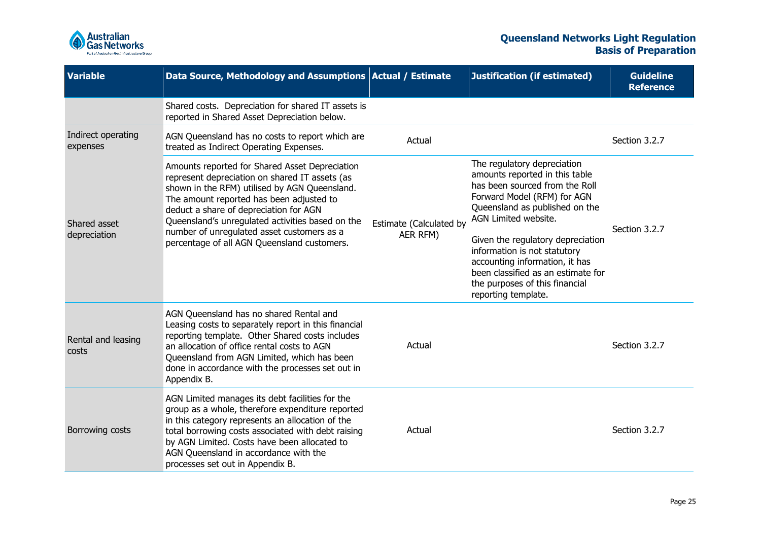| Variable | Data Source, Methodology and Assumptions | Actual / Estimate | Justification (if estimated) | Guideline Reference |
|---|---|---|---|---|
| | Shared costs. Depreciation for shared IT assets is reported in Shared Asset Depreciation below. | | | |
| Indirect operating expenses | AGN Queensland has no costs to report which are treated as Indirect Operating Expenses. | Actual | | Section 3.2.7 |
| Shared asset depreciation | Amounts reported for Shared Asset Depreciation represent depreciation on shared IT assets (as shown in the RFM) utilised by AGN Queensland. The amount reported has been adjusted to deduct a share of depreciation for AGN Queensland's unregulated activities based on the number of unregulated asset customers as a percentage of all AGN Queensland customers. | Estimate (Calculated by AER RFM) | The regulatory depreciation amounts reported in this table has been sourced from the Roll Forward Model (RFM) for AGN Queensland as published on the AGN Limited website.<br><br>Given the regulatory depreciation information is not statutory accounting information, it has been classified as an estimate for the purposes of this financial reporting template. | Section 3.2.7 |
| Rental and leasing costs | AGN Queensland has no shared Rental and Leasing costs to separately report in this financial reporting template. Other Shared costs includes an allocation of office rental costs to AGN Queensland from AGN Limited, which has been done in accordance with the processes set out in Appendix B. | Actual | | Section 3.2.7 |
| Borrowing costs | AGN Limited manages its debt facilities for the group as a whole, therefore expenditure reported in this category represents an allocation of the total borrowing costs associated with debt raising by AGN Limited. Costs have been allocated to AGN Queensland in accordance with the processes set out in Appendix B. | Actual | | Section 3.2.7 |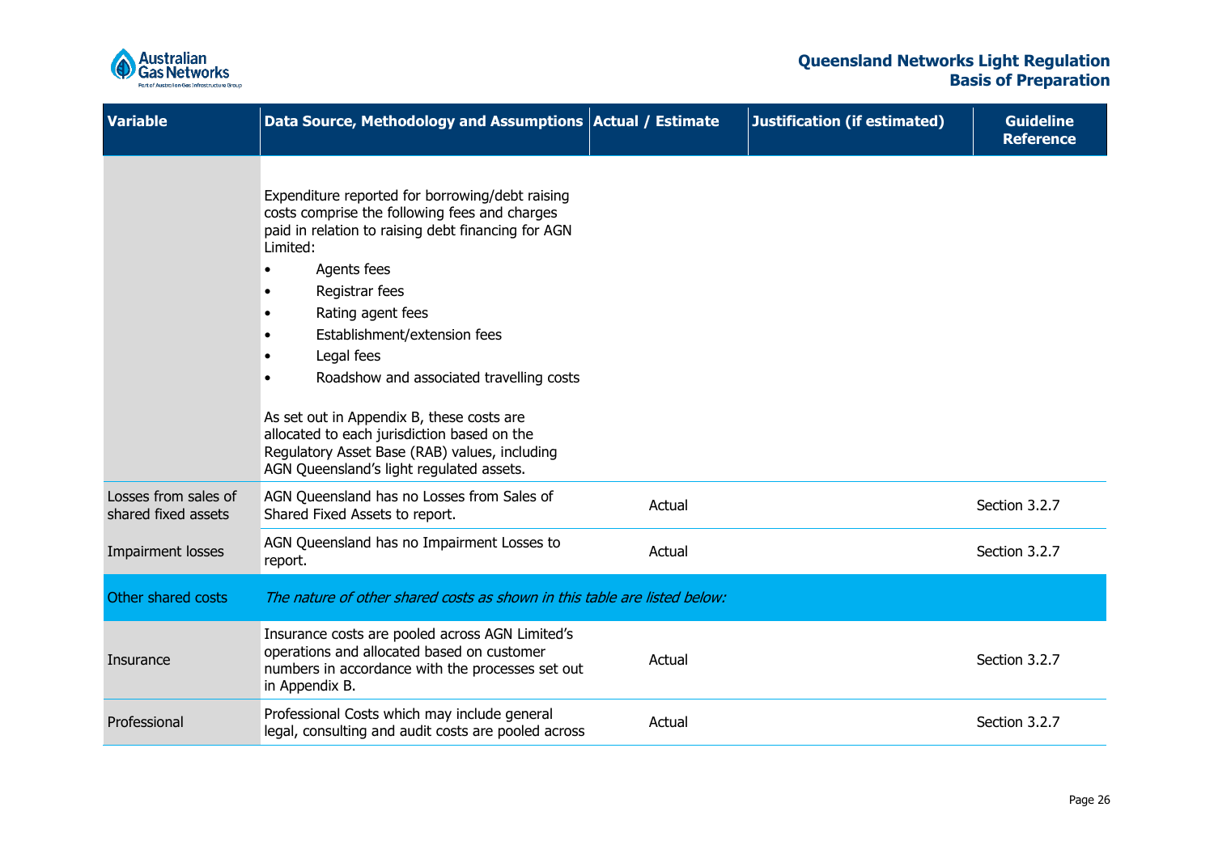| Variable | Data Source, Methodology and Assumptions | Actual / Estimate | Justification (if estimated) | Guideline Reference |
|---|---|---|---|---|
| | Expenditure reported for borrowing/debt raising costs comprise the following fees and charges paid in relation to raising debt financing for AGN Limited:<br>• Agents fees<br>• Registrar fees<br>• Rating agent fees<br>• Establishment/extension fees<br>• Legal fees<br>• Roadshow and associated travelling costs<br><br>As set out in Appendix B, these costs are allocated to each jurisdiction based on the Regulatory Asset Base (RAB) values, including AGN Queensland's light regulated assets. | | | |
| Losses from sales of shared fixed assets | AGN Queensland has no Losses from Sales of Shared Fixed Assets to report. | Actual | | Section 3.2.7 |
| Impairment losses | AGN Queensland has no Impairment Losses to report. | Actual | | Section 3.2.7 |
| Other shared costs | *The nature of other shared costs as shown in this table are listed below:* | | | |
| Insurance | Insurance costs are pooled across AGN Limited's operations and allocated based on customer numbers in accordance with the processes set out in Appendix B. | Actual | | Section 3.2.7 |
| Professional | Professional Costs which may include general legal, consulting and audit costs are pooled across | Actual | | Section 3.2.7 |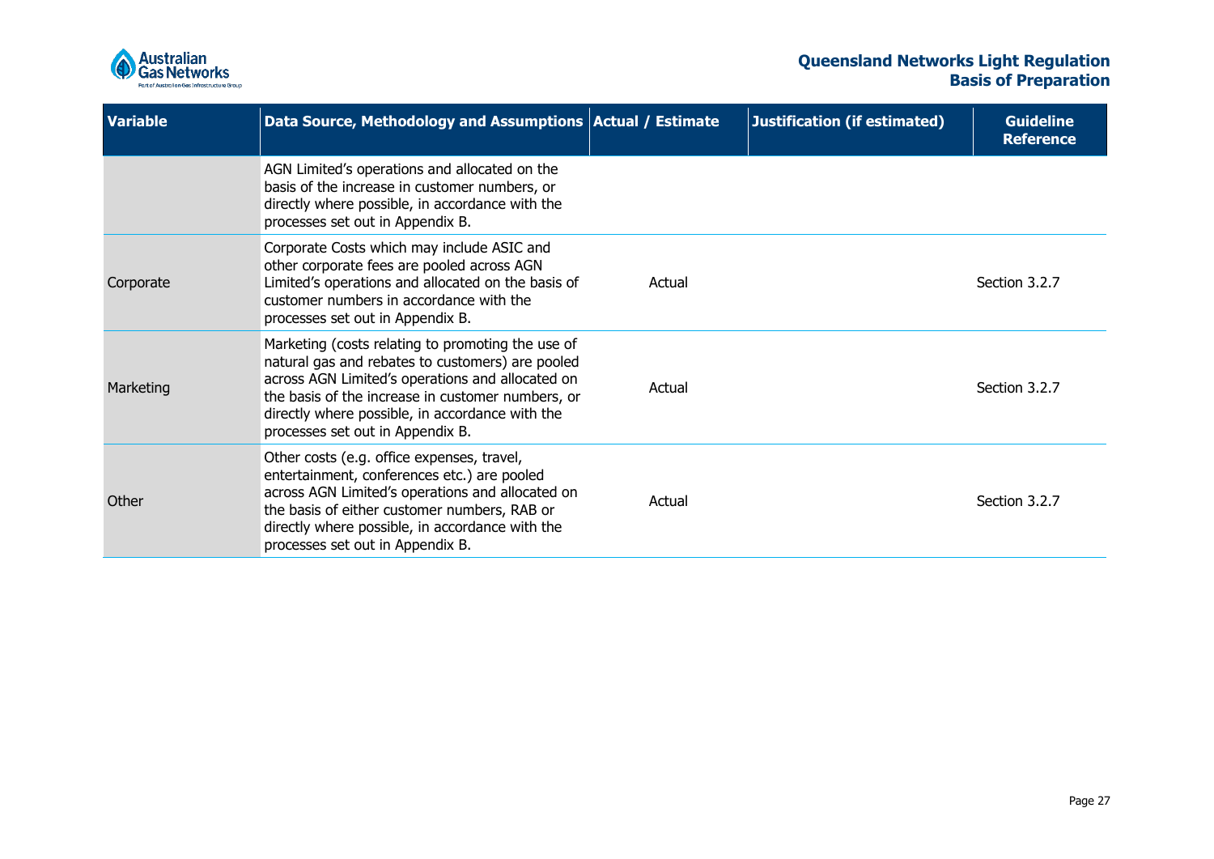| Variable | Data Source, Methodology and Assumptions | Actual / Estimate | Justification (if estimated) | Guideline Reference |
|---|---|---|---|---|
| | AGN Limited's operations and allocated on the basis of the increase in customer numbers, or directly where possible, in accordance with the processes set out in Appendix B. | | | |
| Corporate | Corporate Costs which may include ASIC and other corporate fees are pooled across AGN Limited's operations and allocated on the basis of customer numbers in accordance with the processes set out in Appendix B. | Actual | | Section 3.2.7 |
| Marketing | Marketing (costs relating to promoting the use of natural gas and rebates to customers) are pooled across AGN Limited's operations and allocated on the basis of the increase in customer numbers, or directly where possible, in accordance with the processes set out in Appendix B. | Actual | | Section 3.2.7 |
| Other | Other costs (e.g. office expenses, travel, entertainment, conferences etc.) are pooled across AGN Limited's operations and allocated on the basis of either customer numbers, RAB or directly where possible, in accordance with the processes set out in Appendix B. | Actual | | Section 3.2.7 |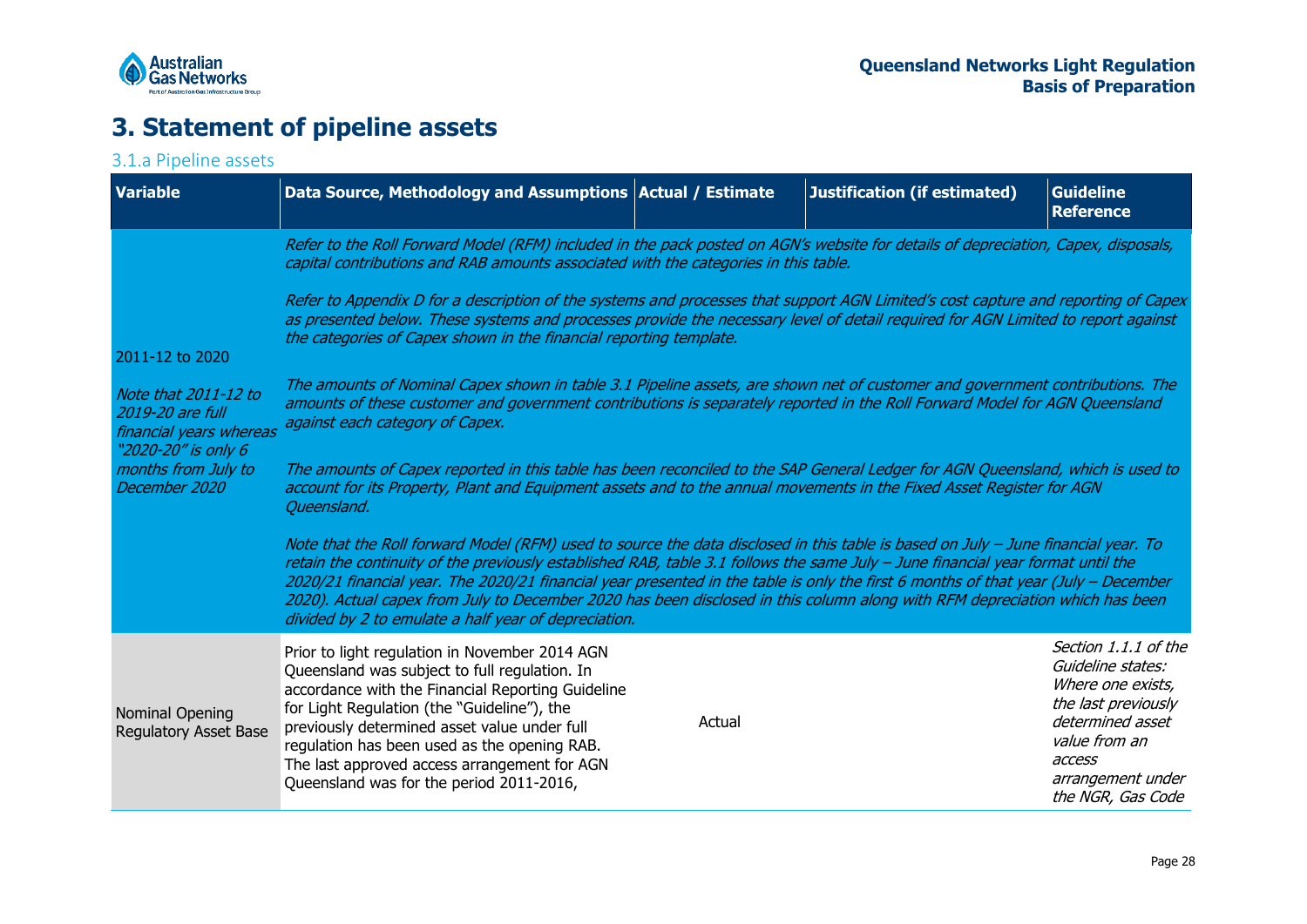# 3. Statement of pipeline assets

## 3.1.a Pipeline assets

| Variable | Data Source, Methodology and Assumptions | Actual / Estimate | Justification (if estimated) | Guideline Reference |
|---|---|---|---|---|
| 2011-12 to 2020<br><br>*Note that 2011-12 to 2019-20 are full financial years whereas "2020-20" is only 6 months from July to December 2020* | *Refer to the Roll Forward Model (RFM) included in the pack posted on AGN's website for details of depreciation, Capex, disposals, capital contributions and RAB amounts associated with the categories in this table.*<br><br>*Refer to Appendix D for a description of the systems and processes that support AGN Limited's cost capture and reporting of Capex as presented below. These systems and processes provide the necessary level of detail required for AGN Limited to report against the categories of Capex shown in the financial reporting template.*<br><br>*The amounts of Nominal Capex shown in table 3.1 Pipeline assets, are shown net of customer and government contributions. The amounts of these customer and government contributions is separately reported in the Roll Forward Model for AGN Queensland against each category of Capex.*<br><br>*The amounts of Capex reported in this table has been reconciled to the SAP General Ledger for AGN Queensland, which is used to account for its Property, Plant and Equipment assets and to the annual movements in the Fixed Asset Register for AGN Queensland.*<br><br>*Note that the Roll forward Model (RFM) used to source the data disclosed in this table is based on July – June financial year. To retain the continuity of the previously established RAB, table 3.1 follows the same July – June financial year format until the 2020/21 financial year. The 2020/21 financial year presented in the table is only the first 6 months of that year (July – December 2020). Actual capex from July to December 2020 has been disclosed in this column along with RFM depreciation which has been divided by 2 to emulate a half year of depreciation.* | | | |
| Nominal Opening Regulatory Asset Base | Prior to light regulation in November 2014 AGN Queensland was subject to full regulation. In accordance with the Financial Reporting Guideline for Light Regulation (the "Guideline"), the previously determined asset value under full regulation has been used as the opening RAB. The last approved access arrangement for AGN Queensland was for the period 2011-2016, | Actual | | *Section 1.1.1 of the Guideline states: Where one exists, the last previously determined asset value from an access arrangement under the NGR, Gas Code* |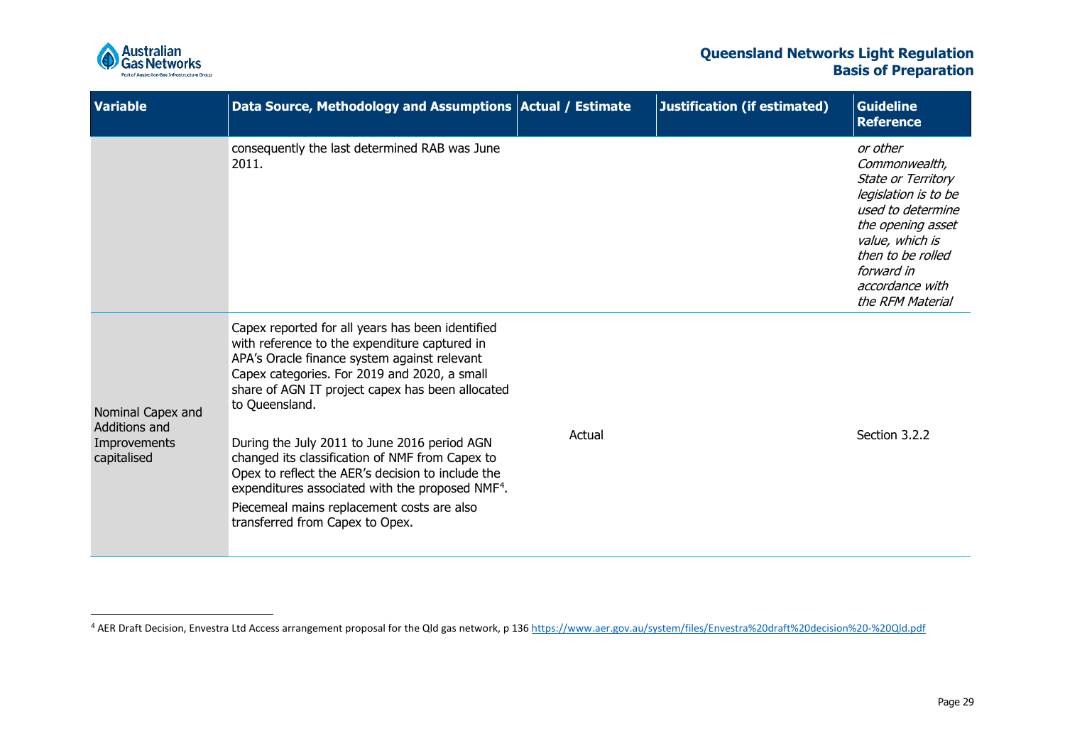| Variable | Data Source, Methodology and Assumptions | Actual / Estimate | Justification (if estimated) | Guideline Reference |
| --- | --- | --- | --- | --- |
| | consequently the last determined RAB was June 2011. | | | *or other Commonwealth, State or Territory legislation is to be used to determine the opening asset value, which is then to be rolled forward in accordance with the RFM Material* |
| Nominal Capex and Additions and Improvements capitalised | Capex reported for all years has been identified with reference to the expenditure captured in APA's Oracle finance system against relevant Capex categories. For 2019 and 2020, a small share of AGN IT project capex has been allocated to Queensland.<br><br>During the July 2011 to June 2016 period AGN changed its classification of NMF from Capex to Opex to reflect the AER's decision to include the expenditures associated with the proposed NMF[4].<br><br>Piecemeal mains replacement costs are also transferred from Capex to Opex. | Actual | | Section 3.2.2 |

[4] AER Draft Decision, Envestra Ltd Access arrangement proposal for the Qld gas network, p 136 https://www.aer.gov.au/system/files/Envestra%20draft%20decision%20-%20Qld.pdf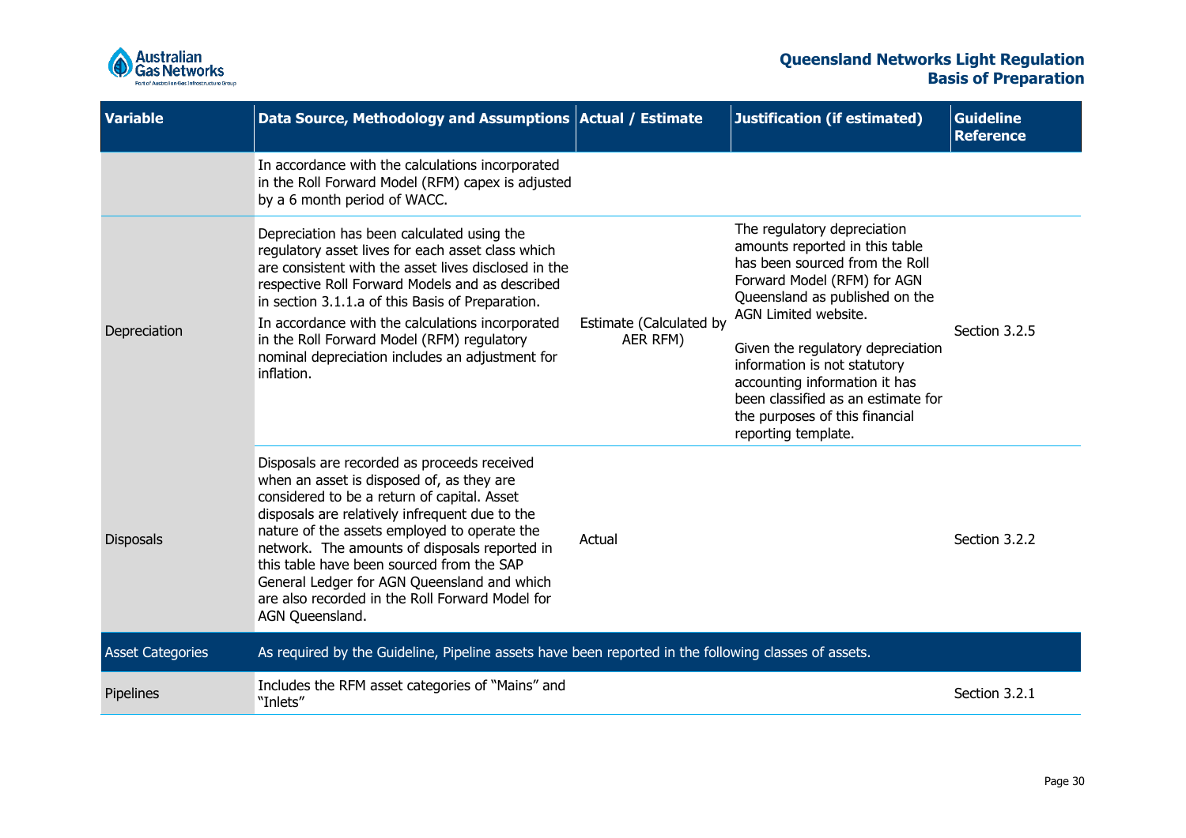| Variable | Data Source, Methodology and Assumptions | Actual / Estimate | Justification (if estimated) | Guideline Reference |
|---|---|---|---|---|
| | In accordance with the calculations incorporated in the Roll Forward Model (RFM) capex is adjusted by a 6 month period of WACC. | | | |
| Depreciation | Depreciation has been calculated using the regulatory asset lives for each asset class which are consistent with the asset lives disclosed in the respective Roll Forward Models and as described in section 3.1.1.a of this Basis of Preparation.<br>In accordance with the calculations incorporated in the Roll Forward Model (RFM) regulatory nominal depreciation includes an adjustment for inflation. | Estimate (Calculated by AER RFM) | The regulatory depreciation amounts reported in this table has been sourced from the Roll Forward Model (RFM) for AGN Queensland as published on the AGN Limited website.<br>Given the regulatory depreciation information is not statutory accounting information it has been classified as an estimate for the purposes of this financial reporting template. | Section 3.2.5 |
| Disposals | Disposals are recorded as proceeds received when an asset is disposed of, as they are considered to be a return of capital. Asset disposals are relatively infrequent due to the nature of the assets employed to operate the network. The amounts of disposals reported in this table have been sourced from the SAP General Ledger for AGN Queensland and which are also recorded in the Roll Forward Model for AGN Queensland. | Actual | | Section 3.2.2 |
| Asset Categories | As required by the Guideline, Pipeline assets have been reported in the following classes of assets. | | | |
| Pipelines | Includes the RFM asset categories of "Mains" and "Inlets" | | | Section 3.2.1 |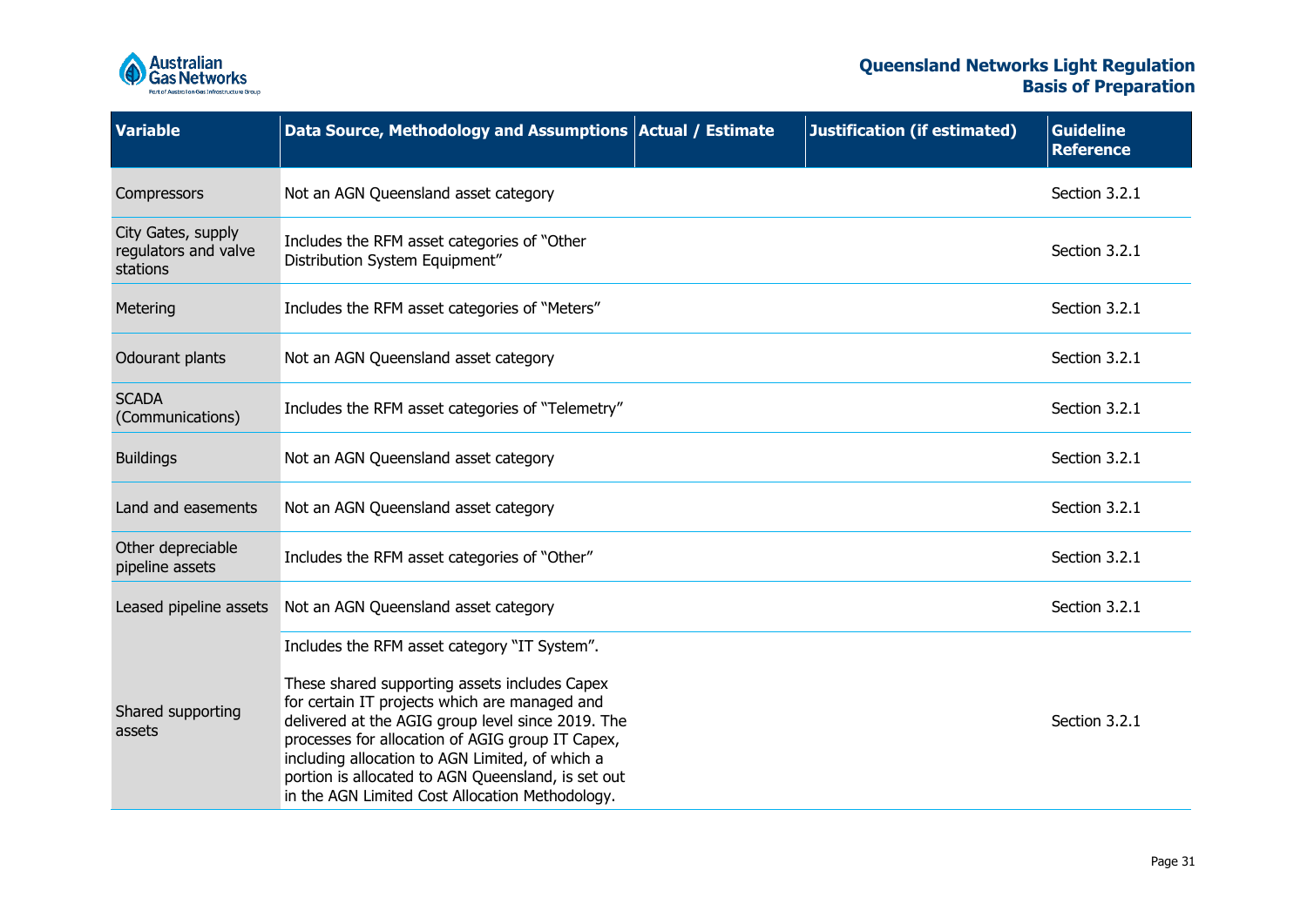| Variable | Data Source, Methodology and Assumptions | Actual / Estimate | Justification (if estimated) | Guideline Reference |
|---|---|---|---|---|
| Compressors | Not an AGN Queensland asset category | | | Section 3.2.1 |
| City Gates, supply regulators and valve stations | Includes the RFM asset categories of "Other Distribution System Equipment" | | | Section 3.2.1 |
| Metering | Includes the RFM asset categories of "Meters" | | | Section 3.2.1 |
| Odourant plants | Not an AGN Queensland asset category | | | Section 3.2.1 |
| SCADA (Communications) | Includes the RFM asset categories of "Telemetry" | | | Section 3.2.1 |
| Buildings | Not an AGN Queensland asset category | | | Section 3.2.1 |
| Land and easements | Not an AGN Queensland asset category | | | Section 3.2.1 |
| Other depreciable pipeline assets | Includes the RFM asset categories of "Other" | | | Section 3.2.1 |
| Leased pipeline assets | Not an AGN Queensland asset category | | | Section 3.2.1 |
| Shared supporting assets | Includes the RFM asset category "IT System".<br><br>These shared supporting assets includes Capex for certain IT projects which are managed and delivered at the AGIG group level since 2019. The processes for allocation of AGIG group IT Capex, including allocation to AGN Limited, of which a portion is allocated to AGN Queensland, is set out in the AGN Limited Cost Allocation Methodology. | | | Section 3.2.1 |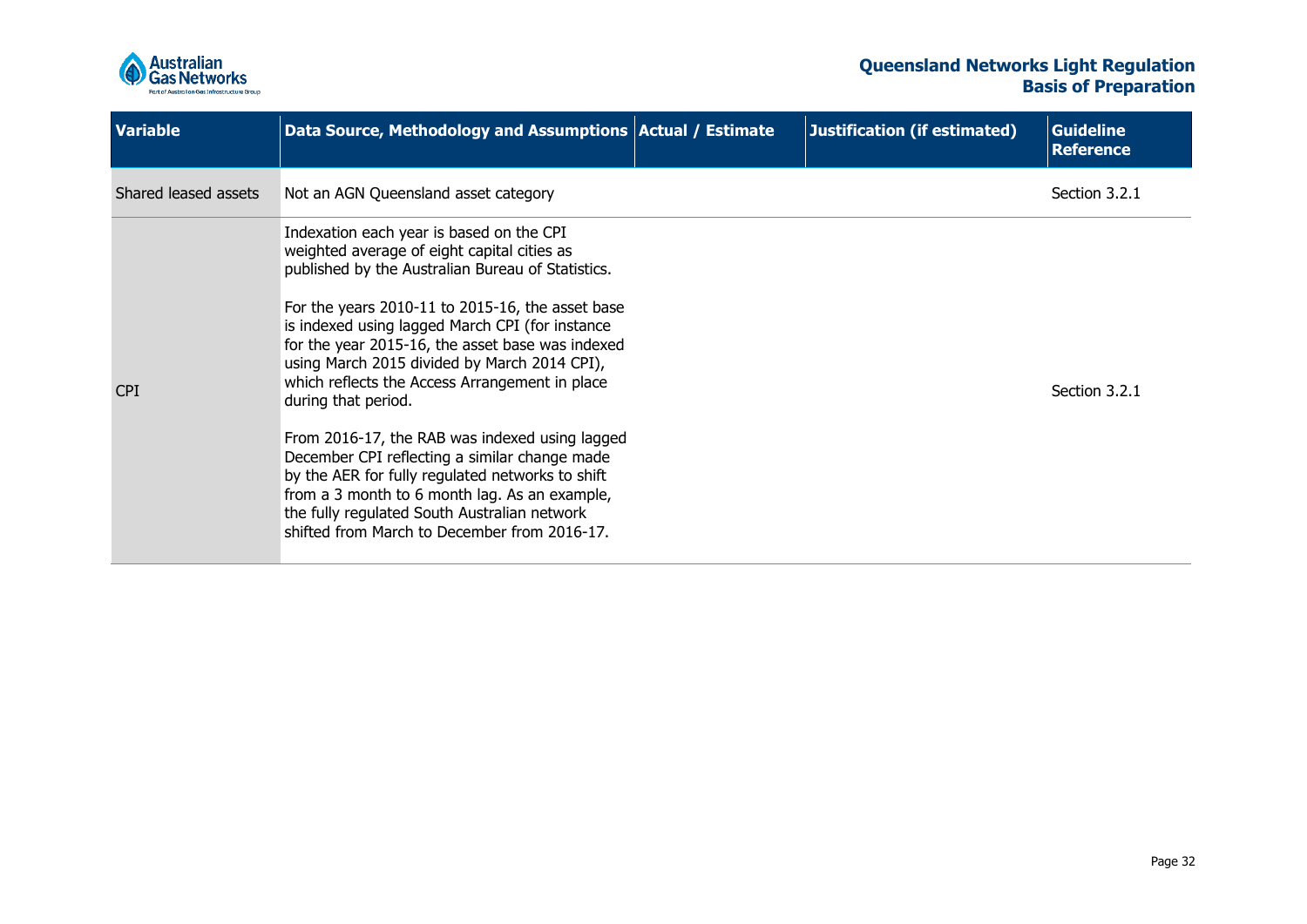| Variable | Data Source, Methodology and Assumptions | Actual / Estimate | Justification (if estimated) | Guideline Reference |
|---|---|---|---|---|
| Shared leased assets | Not an AGN Queensland asset category | | | Section 3.2.1 |
| CPI | Indexation each year is based on the CPI weighted average of eight capital cities as published by the Australian Bureau of Statistics.<br><br>For the years 2010-11 to 2015-16, the asset base is indexed using lagged March CPI (for instance for the year 2015-16, the asset base was indexed using March 2015 divided by March 2014 CPI), which reflects the Access Arrangement in place during that period.<br><br>From 2016-17, the RAB was indexed using lagged December CPI reflecting a similar change made by the AER for fully regulated networks to shift from a 3 month to 6 month lag. As an example, the fully regulated South Australian network shifted from March to December from 2016-17. | | | Section 3.2.1 |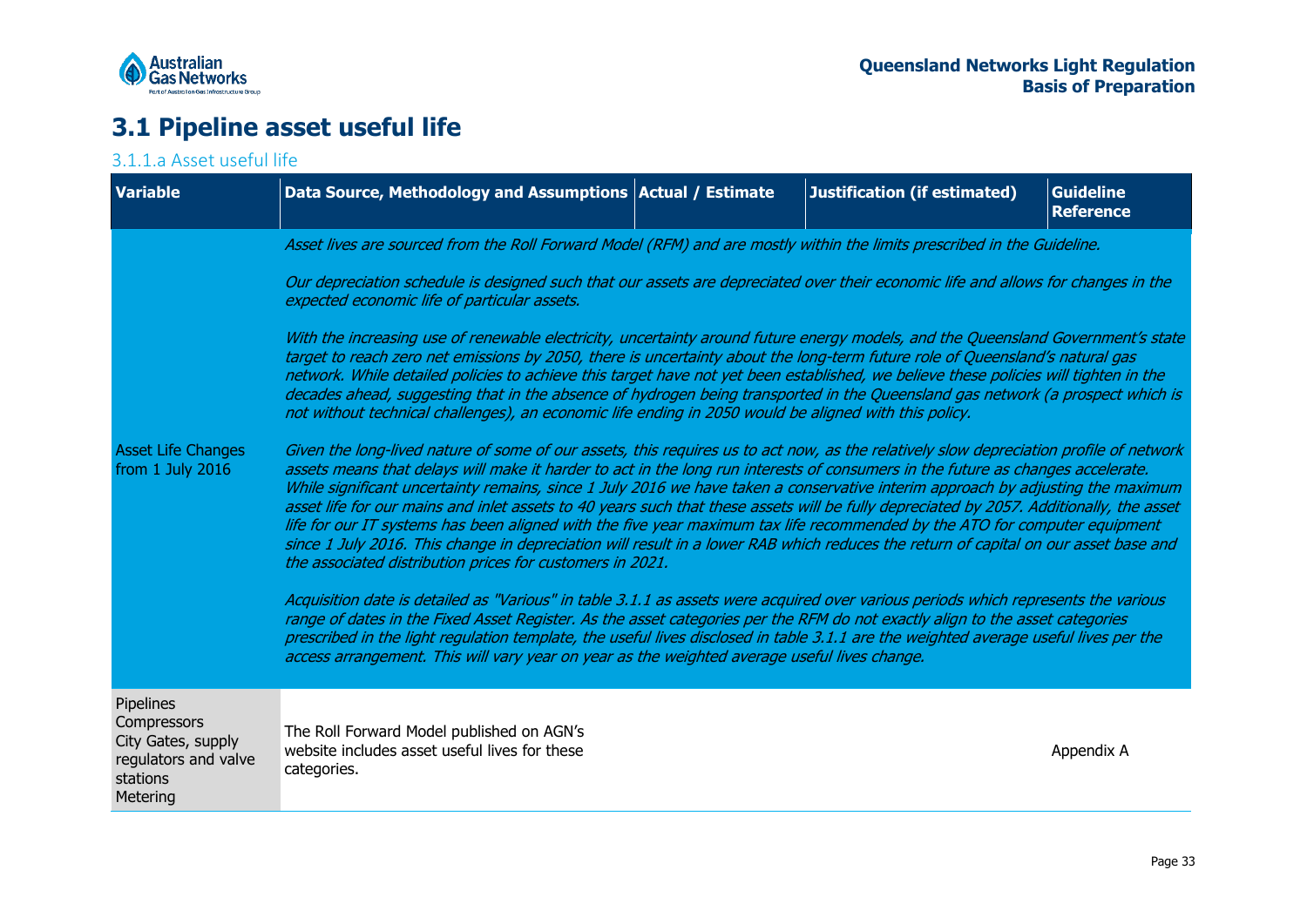# 3.1 Pipeline asset useful life

## 3.1.1.a Asset useful life

| Variable | Data Source, Methodology and Assumptions | Actual / Estimate | Justification (if estimated) | Guideline Reference |
|---|---|---|---|---|
| Asset Life Changes from 1 July 2016 | *Asset lives are sourced from the Roll Forward Model (RFM) and are mostly within the limits prescribed in the Guideline.*<br><br>*Our depreciation schedule is designed such that our assets are depreciated over their economic life and allows for changes in the expected economic life of particular assets.*<br><br>*With the increasing use of renewable electricity, uncertainty around future energy models, and the Queensland Government's state target to reach zero net emissions by 2050, there is uncertainty about the long-term future role of Queensland's natural gas network. While detailed policies to achieve this target have not yet been established, we believe these policies will tighten in the decades ahead, suggesting that in the absence of hydrogen being transported in the Queensland gas network (a prospect which is not without technical challenges), an economic life ending in 2050 would be aligned with this policy.*<br><br>*Given the long-lived nature of some of our assets, this requires us to act now, as the relatively slow depreciation profile of network assets means that delays will make it harder to act in the long run interests of consumers in the future as changes accelerate. While significant uncertainty remains, since 1 July 2016 we have taken a conservative interim approach by adjusting the maximum asset life for our mains and inlet assets to 40 years such that these assets will be fully depreciated by 2057. Additionally, the asset life for our IT systems has been aligned with the five year maximum tax life recommended by the ATO for computer equipment since 1 July 2016. This change in depreciation will result in a lower RAB which reduces the return of capital on our asset base and the associated distribution prices for customers in 2021.*<br><br>*Acquisition date is detailed as "Various" in table 3.1.1 as assets were acquired over various periods which represents the various range of dates in the Fixed Asset Register. As the asset categories per the RFM do not exactly align to the asset categories prescribed in the light regulation template, the useful lives disclosed in table 3.1.1 are the weighted average useful lives per the access arrangement. This will vary year on year as the weighted average useful lives change.* | | | |
| Pipelines<br>Compressors<br>City Gates, supply regulators and valve stations<br>Metering | The Roll Forward Model published on AGN's website includes asset useful lives for these categories. | | | Appendix A |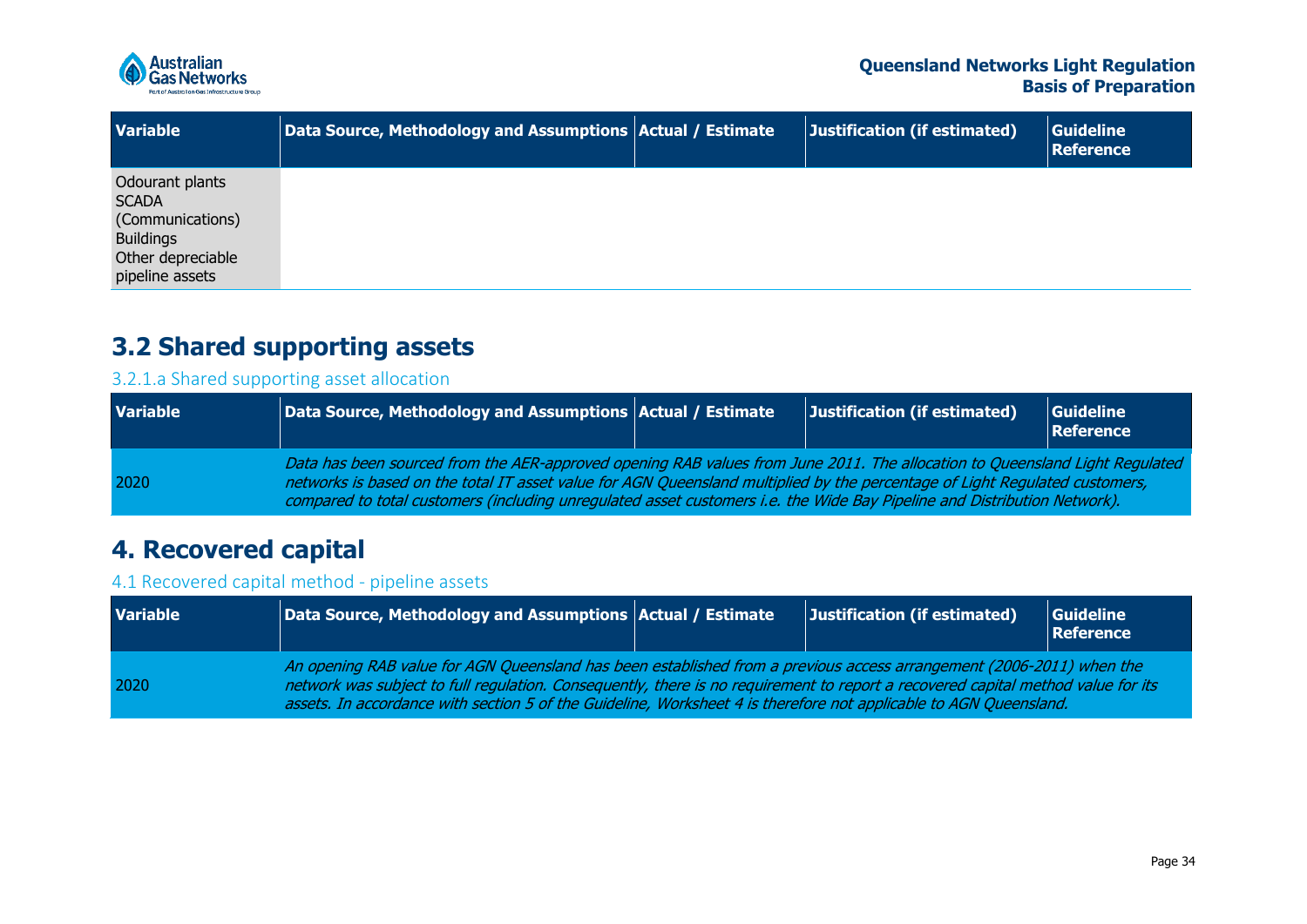| Variable | Data Source, Methodology and Assumptions | Actual / Estimate | Justification (if estimated) | Guideline Reference |
|---|---|---|---|---|
| Odourant plants<br>SCADA (Communications)<br>Buildings<br>Other depreciable pipeline assets | | | | |

## 3.2 Shared supporting assets

### 3.2.1.a Shared supporting asset allocation

| Variable | Data Source, Methodology and Assumptions | Actual / Estimate | Justification (if estimated) | Guideline Reference |
|---|---|---|---|---|
| 2020 | *Data has been sourced from the AER-approved opening RAB values from June 2011. The allocation to Queensland Light Regulated networks is based on the total IT asset value for AGN Queensland multiplied by the percentage of Light Regulated customers, compared to total customers (including unregulated asset customers i.e. the Wide Bay Pipeline and Distribution Network).* | | | |

# 4. Recovered capital

### 4.1 Recovered capital method - pipeline assets

| Variable | Data Source, Methodology and Assumptions | Actual / Estimate | Justification (if estimated) | Guideline Reference |
|---|---|---|---|---|
| 2020 | *An opening RAB value for AGN Queensland has been established from a previous access arrangement (2006-2011) when the network was subject to full regulation. Consequently, there is no requirement to report a recovered capital method value for its assets. In accordance with section 5 of the Guideline, Worksheet 4 is therefore not applicable to AGN Queensland.* | | | |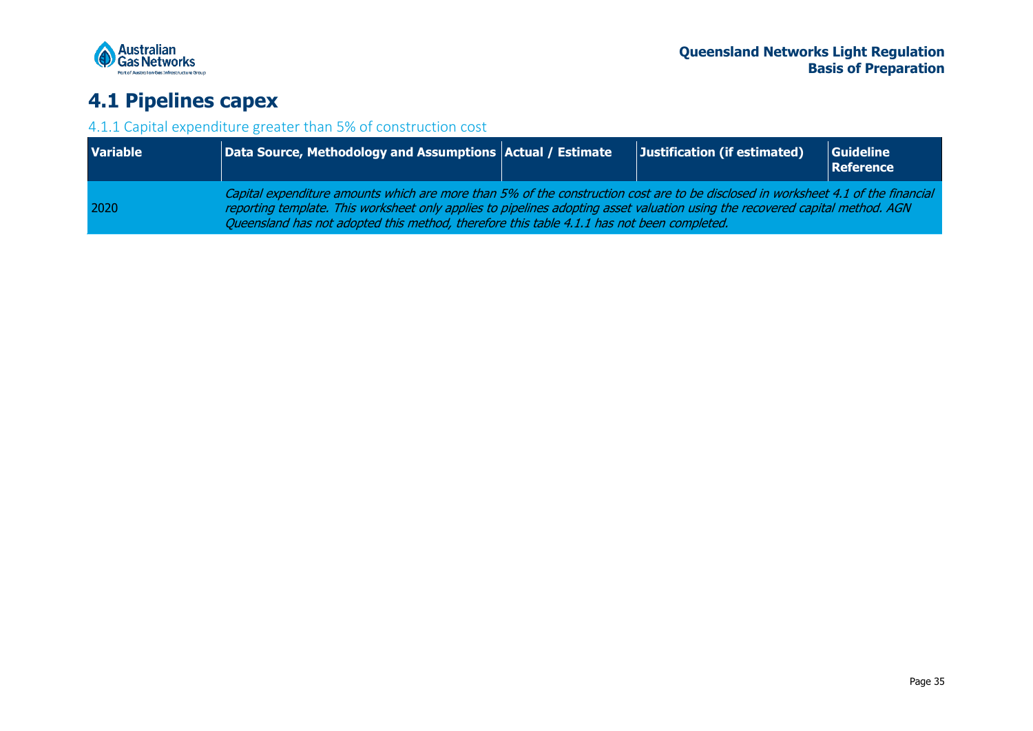# 4.1 Pipelines capex

## 4.1.1 Capital expenditure greater than 5% of construction cost

| Variable | Data Source, Methodology and Assumptions | Actual / Estimate | Justification (if estimated) | Guideline Reference |
|---|---|---|---|---|
| 2020 | *Capital expenditure amounts which are more than 5% of the construction cost are to be disclosed in worksheet 4.1 of the financial reporting template. This worksheet only applies to pipelines adopting asset valuation using the recovered capital method. AGN Queensland has not adopted this method, therefore this table 4.1.1 has not been completed.* | | | |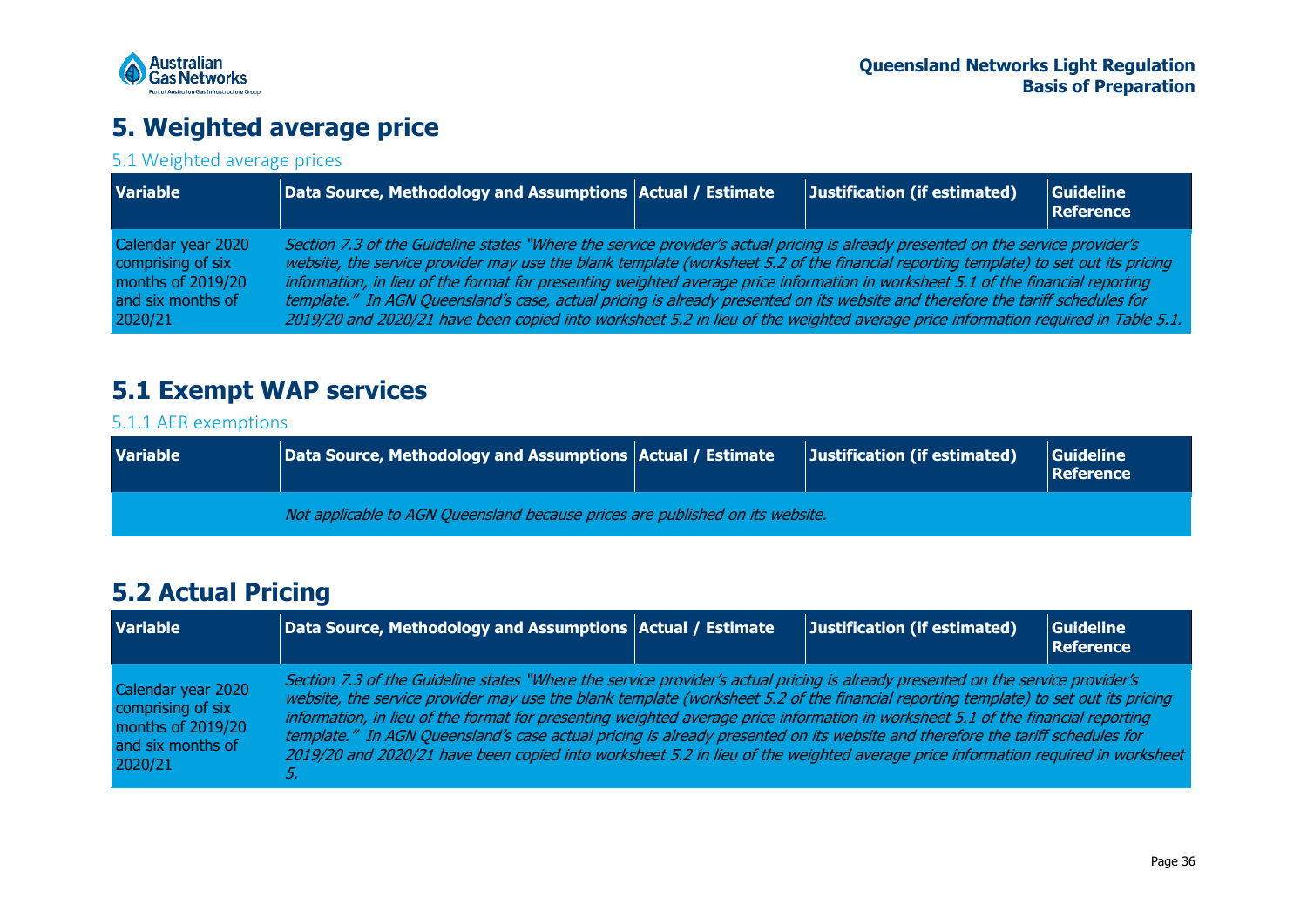# 5. Weighted average price

## 5.1 Weighted average prices

| Variable | Data Source, Methodology and Assumptions | Actual / Estimate | Justification (if estimated) | Guideline Reference |
|---|---|---|---|---|
| Calendar year 2020 comprising of six months of 2019/20 and six months of 2020/21 | *Section 7.3 of the Guideline states "Where the service provider's actual pricing is already presented on the service provider's website, the service provider may use the blank template (worksheet 5.2 of the financial reporting template) to set out its pricing information, in lieu of the format for presenting weighted average price information in worksheet 5.1 of the financial reporting template." In AGN Queensland's case, actual pricing is already presented on its website and therefore the tariff schedules for 2019/20 and 2020/21 have been copied into worksheet 5.2 in lieu of the weighted average price information required in Table 5.1.* | | | |

# 5.1 Exempt WAP services

## 5.1.1 AER exemptions

| Variable | Data Source, Methodology and Assumptions | Actual / Estimate | Justification (if estimated) | Guideline Reference |
|---|---|---|---|---|
| | *Not applicable to AGN Queensland because prices are published on its website.* | | | |

# 5.2 Actual Pricing

| Variable | Data Source, Methodology and Assumptions | Actual / Estimate | Justification (if estimated) | Guideline Reference |
|---|---|---|---|---|
| Calendar year 2020 comprising of six months of 2019/20 and six months of 2020/21 | *Section 7.3 of the Guideline states "Where the service provider's actual pricing is already presented on the service provider's website, the service provider may use the blank template (worksheet 5.2 of the financial reporting template) to set out its pricing information, in lieu of the format for presenting weighted average price information in worksheet 5.1 of the financial reporting template." In AGN Queensland's case actual pricing is already presented on its website and therefore the tariff schedules for 2019/20 and 2020/21 have been copied into worksheet 5.2 in lieu of the weighted average price information required in worksheet 5.* | | | |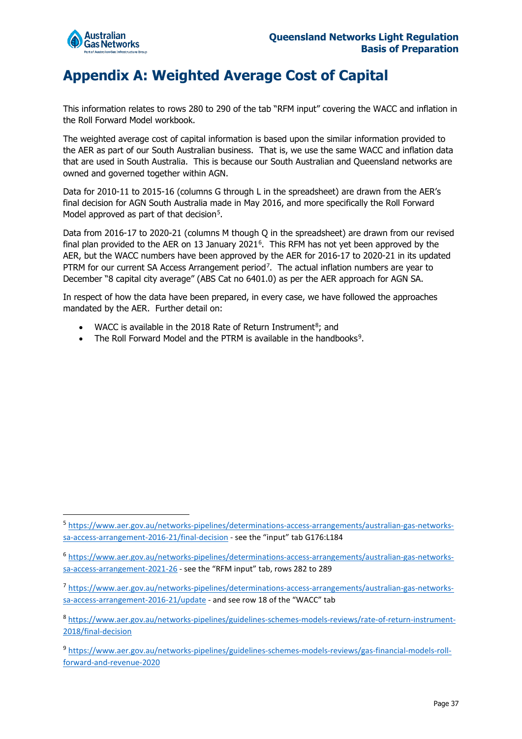# Appendix A: Weighted Average Cost of Capital

This information relates to rows 280 to 290 of the tab "RFM input" covering the WACC and inflation in the Roll Forward Model workbook.

The weighted average cost of capital information is based upon the similar information provided to the AER as part of our South Australian business. That is, we use the same WACC and inflation data that are used in South Australia. This is because our South Australian and Queensland networks are owned and governed together within AGN.

Data for 2010-11 to 2015-16 (columns G through L in the spreadsheet) are drawn from the AER's final decision for AGN South Australia made in May 2016, and more specifically the Roll Forward Model approved as part of that decision[5].

Data from 2016-17 to 2020-21 (columns M though Q in the spreadsheet) are drawn from our revised final plan provided to the AER on 13 January 2021[6]. This RFM has not yet been approved by the AER, but the WACC numbers have been approved by the AER for 2016-17 to 2020-21 in its updated PTRM for our current SA Access Arrangement period[7]. The actual inflation numbers are year to December "8 capital city average" (ABS Cat no 6401.0) as per the AER approach for AGN SA.

In respect of how the data have been prepared, in every case, we have followed the approaches mandated by the AER. Further detail on:

- WACC is available in the 2018 Rate of Return Instrument[8]; and
- The Roll Forward Model and the PTRM is available in the handbooks[9].

---

[5] https://www.aer.gov.au/networks-pipelines/determinations-access-arrangements/australian-gas-networks-sa-access-arrangement-2016-21/final-decision - see the "input" tab G176:L184

[6] https://www.aer.gov.au/networks-pipelines/determinations-access-arrangements/australian-gas-networks-sa-access-arrangement-2021-26 - see the "RFM input" tab, rows 282 to 289

[7] https://www.aer.gov.au/networks-pipelines/determinations-access-arrangements/australian-gas-networks-sa-access-arrangement-2016-21/update - and see row 18 of the "WACC" tab

[8] https://www.aer.gov.au/networks-pipelines/guidelines-schemes-models-reviews/rate-of-return-instrument-2018/final-decision

[9] https://www.aer.gov.au/networks-pipelines/guidelines-schemes-models-reviews/gas-financial-models-roll-forward-and-revenue-2020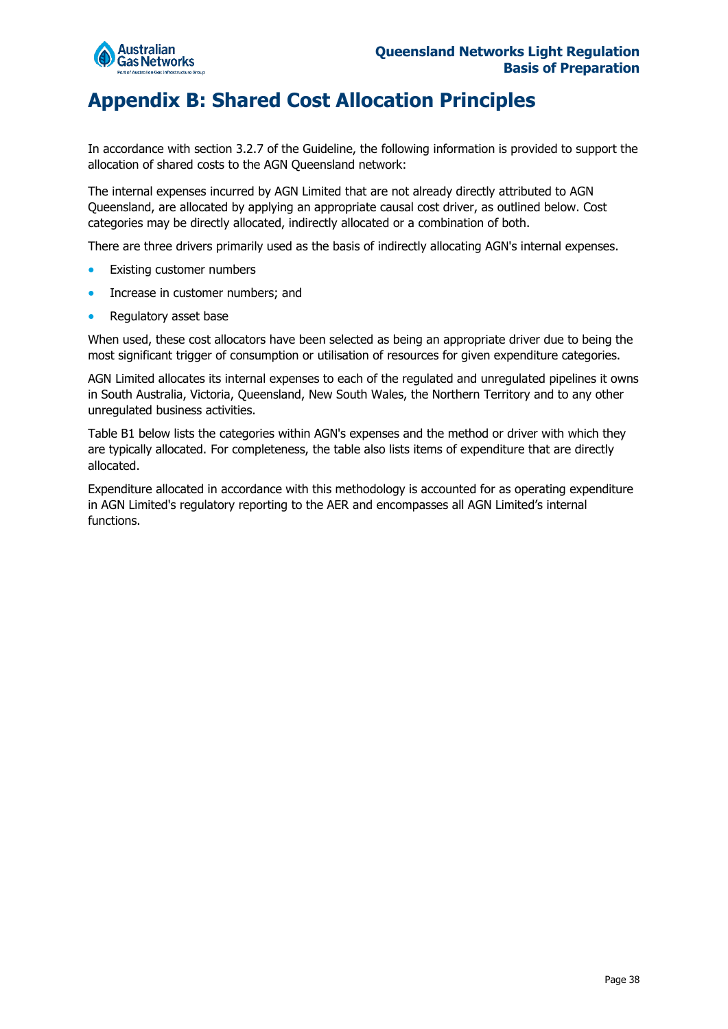# Appendix B: Shared Cost Allocation Principles

In accordance with section 3.2.7 of the Guideline, the following information is provided to support the allocation of shared costs to the AGN Queensland network:

The internal expenses incurred by AGN Limited that are not already directly attributed to AGN Queensland, are allocated by applying an appropriate causal cost driver, as outlined below. Cost categories may be directly allocated, indirectly allocated or a combination of both.

There are three drivers primarily used as the basis of indirectly allocating AGN's internal expenses.

- Existing customer numbers
- Increase in customer numbers; and
- Regulatory asset base

When used, these cost allocators have been selected as being an appropriate driver due to being the most significant trigger of consumption or utilisation of resources for given expenditure categories.

AGN Limited allocates its internal expenses to each of the regulated and unregulated pipelines it owns in South Australia, Victoria, Queensland, New South Wales, the Northern Territory and to any other unregulated business activities.

Table B1 below lists the categories within AGN's expenses and the method or driver with which they are typically allocated. For completeness, the table also lists items of expenditure that are directly allocated.

Expenditure allocated in accordance with this methodology is accounted for as operating expenditure in AGN Limited's regulatory reporting to the AER and encompasses all AGN Limited's internal functions.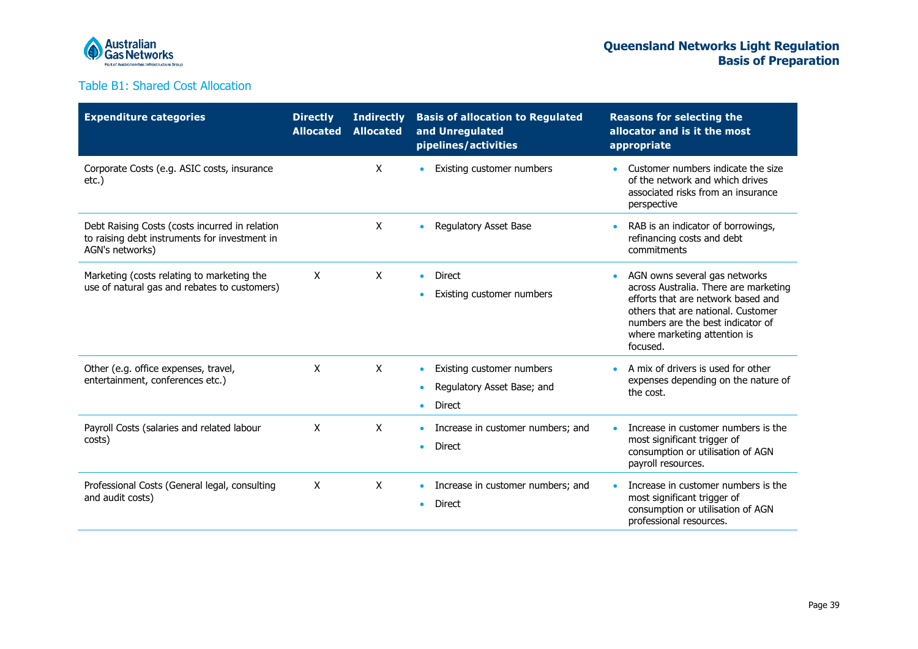### Table B1: Shared Cost Allocation

| Expenditure categories | Directly Allocated | Indirectly Allocated | Basis of allocation to Regulated and Unregulated pipelines/activities | Reasons for selecting the allocator and is it the most appropriate |
|---|---|---|---|---|
| Corporate Costs (e.g. ASIC costs, insurance etc.) | | X | • Existing customer numbers | • Customer numbers indicate the size of the network and which drives associated risks from an insurance perspective |
| Debt Raising Costs (costs incurred in relation to raising debt instruments for investment in AGN's networks) | | X | • Regulatory Asset Base | • RAB is an indicator of borrowings, refinancing costs and debt commitments |
| Marketing (costs relating to marketing the use of natural gas and rebates to customers) | X | X | • Direct<br>• Existing customer numbers | • AGN owns several gas networks across Australia. There are marketing efforts that are network based and others that are national. Customer numbers are the best indicator of where marketing attention is focused. |
| Other (e.g. office expenses, travel, entertainment, conferences etc.) | X | X | • Existing customer numbers<br>• Regulatory Asset Base; and<br>• Direct | • A mix of drivers is used for other expenses depending on the nature of the cost. |
| Payroll Costs (salaries and related labour costs) | X | X | • Increase in customer numbers; and<br>• Direct | • Increase in customer numbers is the most significant trigger of consumption or utilisation of AGN payroll resources. |
| Professional Costs (General legal, consulting and audit costs) | X | X | • Increase in customer numbers; and<br>• Direct | • Increase in customer numbers is the most significant trigger of consumption or utilisation of AGN professional resources. |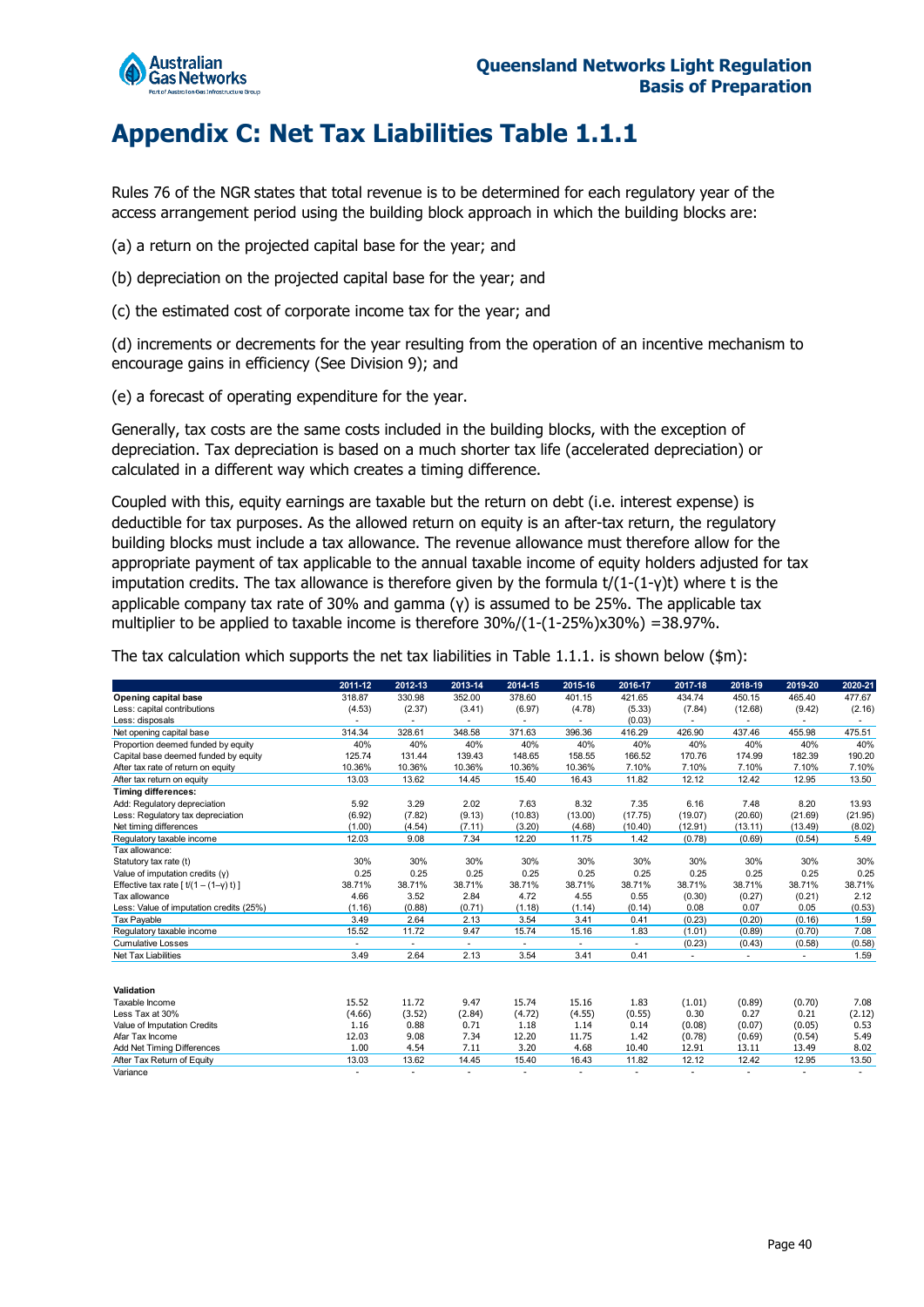# Appendix C: Net Tax Liabilities Table 1.1.1

Rules 76 of the NGR states that total revenue is to be determined for each regulatory year of the access arrangement period using the building block approach in which the building blocks are:

(a) a return on the projected capital base for the year; and

(b) depreciation on the projected capital base for the year; and

(c) the estimated cost of corporate income tax for the year; and

(d) increments or decrements for the year resulting from the operation of an incentive mechanism to encourage gains in efficiency (See Division 9); and

(e) a forecast of operating expenditure for the year.

Generally, tax costs are the same costs included in the building blocks, with the exception of depreciation. Tax depreciation is based on a much shorter tax life (accelerated depreciation) or calculated in a different way which creates a timing difference.

Coupled with this, equity earnings are taxable but the return on debt (i.e. interest expense) is deductible for tax purposes. As the allowed return on equity is an after-tax return, the regulatory building blocks must include a tax allowance. The revenue allowance must therefore allow for the appropriate payment of tax applicable to the annual taxable income of equity holders adjusted for tax imputation credits. The tax allowance is therefore given by the formula $t/(1-(1-\gamma)t)$ where t is the applicable company tax rate of 30% and gamma ($\gamma$) is assumed to be 25%. The applicable tax multiplier to be applied to taxable income is therefore $30\%/(1-(1-25\%)\times 30\%) = 38.97\%$.

The tax calculation which supports the net tax liabilities in Table 1.1.1. is shown below ($m):

| | 2011-12 | 2012-13 | 2013-14 | 2014-15 | 2015-16 | 2016-17 | 2017-18 | 2018-19 | 2019-20 | 2020-21 |
|---|---|---|---|---|---|---|---|---|---|---|
| **Opening capital base** | 318.87 | 330.98 | 352.00 | 378.60 | 401.15 | 421.65 | 434.74 | 450.15 | 465.40 | 477.67 |
| Less: capital contributions | (4.53) | (2.37) | (3.41) | (6.97) | (4.78) | (5.33) | (7.84) | (12.68) | (9.42) | (2.16) |
| Less: disposals | - | - | - | - | - | (0.03) | - | - | - | - |
| Net opening capital base | 314.34 | 328.61 | 348.58 | 371.63 | 396.36 | 416.29 | 426.90 | 437.46 | 455.98 | 475.51 |
| Proportion deemed funded by equity | 40% | 40% | 40% | 40% | 40% | 40% | 40% | 40% | 40% | 40% |
| Capital base deemed funded by equity | 125.74 | 131.44 | 139.43 | 148.65 | 158.55 | 166.52 | 170.76 | 174.99 | 182.39 | 190.20 |
| After tax rate of return on equity | 10.36% | 10.36% | 10.36% | 10.36% | 10.36% | 7.10% | 7.10% | 7.10% | 7.10% | 7.10% |
| After tax return on equity | 13.03 | 13.62 | 14.45 | 15.40 | 16.43 | 11.82 | 12.12 | 12.42 | 12.95 | 13.50 |
| **Timing differences:** | | | | | | | | | | |
| Add: Regulatory depreciation | 5.92 | 3.29 | 2.02 | 7.63 | 8.32 | 7.35 | 6.16 | 7.48 | 8.20 | 13.93 |
| Less: Regulatory tax depreciation | (6.92) | (7.82) | (9.13) | (10.83) | (13.00) | (17.75) | (19.07) | (20.60) | (21.69) | (21.95) |
| Net timing differences | (1.00) | (4.54) | (7.11) | (3.20) | (4.68) | (10.40) | (12.91) | (13.11) | (13.49) | (8.02) |
| Regulatory taxable income | 12.03 | 9.08 | 7.34 | 12.20 | 11.75 | 1.42 | (0.78) | (0.69) | (0.54) | 5.49 |
| Tax allowance: | | | | | | | | | | |
| Statutory tax rate (t) | 30% | 30% | 30% | 30% | 30% | 30% | 30% | 30% | 30% | 30% |
| Value of imputation credits ($\gamma$) | 0.25 | 0.25 | 0.25 | 0.25 | 0.25 | 0.25 | 0.25 | 0.25 | 0.25 | 0.25 |
| Effective tax rate [ $t/(1-(1-\gamma)t)$ ] | 38.71% | 38.71% | 38.71% | 38.71% | 38.71% | 38.71% | 38.71% | 38.71% | 38.71% | 38.71% |
| Tax allowance | 4.66 | 3.52 | 2.84 | 4.72 | 4.55 | 0.55 | (0.30) | (0.27) | (0.21) | 2.12 |
| Less: Value of imputation credits (25%) | (1.16) | (0.88) | (0.71) | (1.18) | (1.14) | (0.14) | 0.08 | 0.07 | 0.05 | (0.53) |
| Tax Payable | 3.49 | 2.64 | 2.13 | 3.54 | 3.41 | 0.41 | (0.23) | (0.20) | (0.16) | 1.59 |
| Regulatory taxable income | 15.52 | 11.72 | 9.47 | 15.74 | 15.16 | 1.83 | (1.01) | (0.89) | (0.70) | 7.08 |
| Cumulative Losses | - | - | - | - | - | - | (0.23) | (0.43) | (0.58) | (0.58) |
| Net Tax Liabilities | 3.49 | 2.64 | 2.13 | 3.54 | 3.41 | 0.41 | - | - | - | 1.59 |
| | | | | | | | | | | |
| **Validation** | | | | | | | | | | |
| Taxable Income | 15.52 | 11.72 | 9.47 | 15.74 | 15.16 | 1.83 | (1.01) | (0.89) | (0.70) | 7.08 |
| Less Tax at 30% | (4.66) | (3.52) | (2.84) | (4.72) | (4.55) | (0.55) | 0.30 | 0.27 | 0.21 | (2.12) |
| Value of Imputation Credits | 1.16 | 0.88 | 0.71 | 1.18 | 1.14 | 0.14 | (0.08) | (0.07) | (0.05) | 0.53 |
| Afar Tax Income | 12.03 | 9.08 | 7.34 | 12.20 | 11.75 | 1.42 | (0.78) | (0.69) | (0.54) | 5.49 |
| Add Net Timing Differences | 1.00 | 4.54 | 7.11 | 3.20 | 4.68 | 10.40 | 12.91 | 13.11 | 13.49 | 8.02 |
| After Tax Return of Equity | 13.03 | 13.62 | 14.45 | 15.40 | 16.43 | 11.82 | 12.12 | 12.42 | 12.95 | 13.50 |
| Variance | - | - | - | - | - | - | - | - | - | - |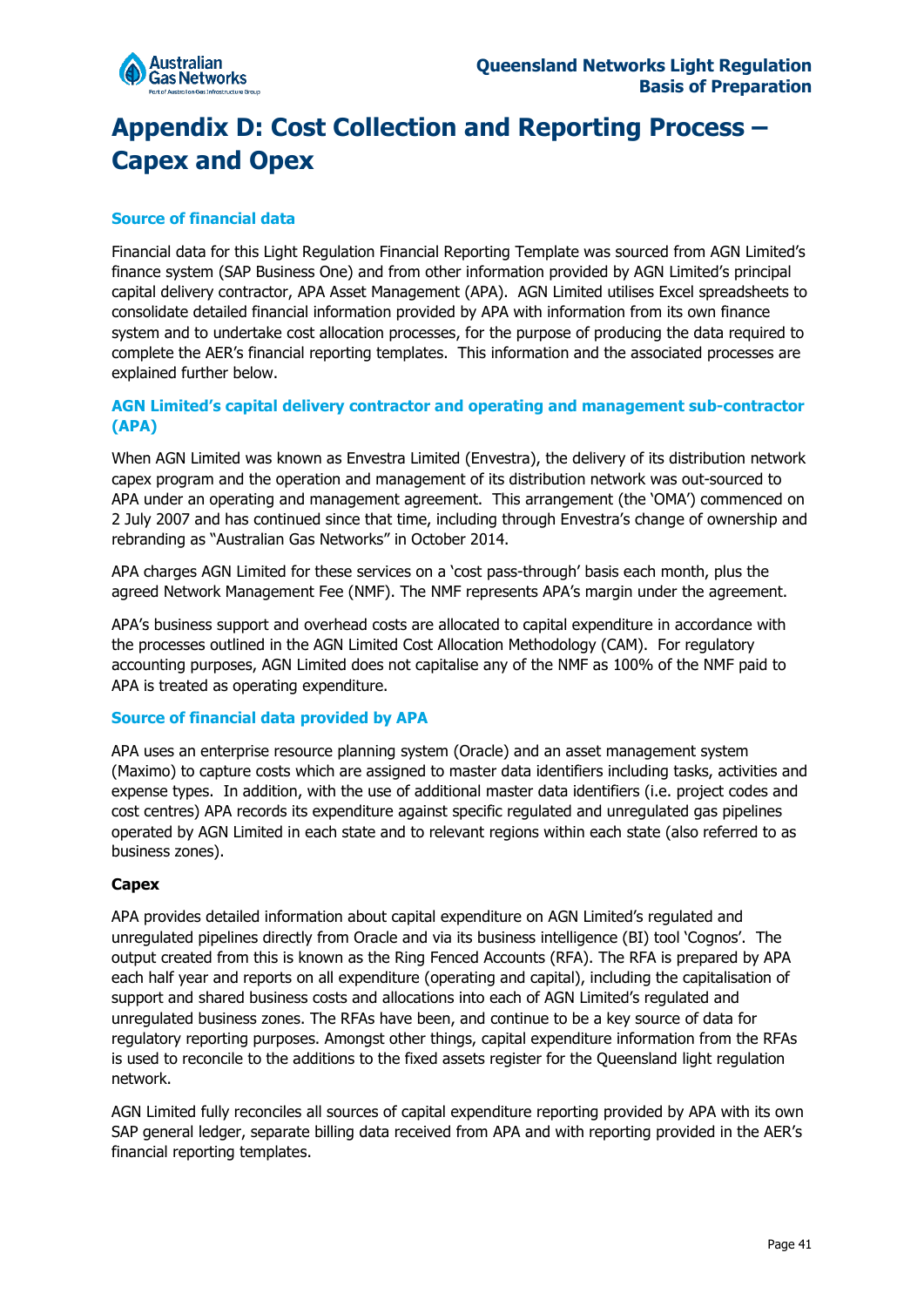# Appendix D: Cost Collection and Reporting Process – Capex and Opex

### Source of financial data

Financial data for this Light Regulation Financial Reporting Template was sourced from AGN Limited's finance system (SAP Business One) and from other information provided by AGN Limited's principal capital delivery contractor, APA Asset Management (APA). AGN Limited utilises Excel spreadsheets to consolidate detailed financial information provided by APA with information from its own finance system and to undertake cost allocation processes, for the purpose of producing the data required to complete the AER's financial reporting templates. This information and the associated processes are explained further below.

### AGN Limited's capital delivery contractor and operating and management sub-contractor (APA)

When AGN Limited was known as Envestra Limited (Envestra), the delivery of its distribution network capex program and the operation and management of its distribution network was out-sourced to APA under an operating and management agreement. This arrangement (the 'OMA') commenced on 2 July 2007 and has continued since that time, including through Envestra's change of ownership and rebranding as "Australian Gas Networks" in October 2014.

APA charges AGN Limited for these services on a 'cost pass-through' basis each month, plus the agreed Network Management Fee (NMF). The NMF represents APA's margin under the agreement.

APA's business support and overhead costs are allocated to capital expenditure in accordance with the processes outlined in the AGN Limited Cost Allocation Methodology (CAM). For regulatory accounting purposes, AGN Limited does not capitalise any of the NMF as 100% of the NMF paid to APA is treated as operating expenditure.

### Source of financial data provided by APA

APA uses an enterprise resource planning system (Oracle) and an asset management system (Maximo) to capture costs which are assigned to master data identifiers including tasks, activities and expense types. In addition, with the use of additional master data identifiers (i.e. project codes and cost centres) APA records its expenditure against specific regulated and unregulated gas pipelines operated by AGN Limited in each state and to relevant regions within each state (also referred to as business zones).

**Capex**

APA provides detailed information about capital expenditure on AGN Limited's regulated and unregulated pipelines directly from Oracle and via its business intelligence (BI) tool 'Cognos'. The output created from this is known as the Ring Fenced Accounts (RFA). The RFA is prepared by APA each half year and reports on all expenditure (operating and capital), including the capitalisation of support and shared business costs and allocations into each of AGN Limited's regulated and unregulated business zones. The RFAs have been, and continue to be a key source of data for regulatory reporting purposes. Amongst other things, capital expenditure information from the RFAs is used to reconcile to the additions to the fixed assets register for the Queensland light regulation network.

AGN Limited fully reconciles all sources of capital expenditure reporting provided by APA with its own SAP general ledger, separate billing data received from APA and with reporting provided in the AER's financial reporting templates.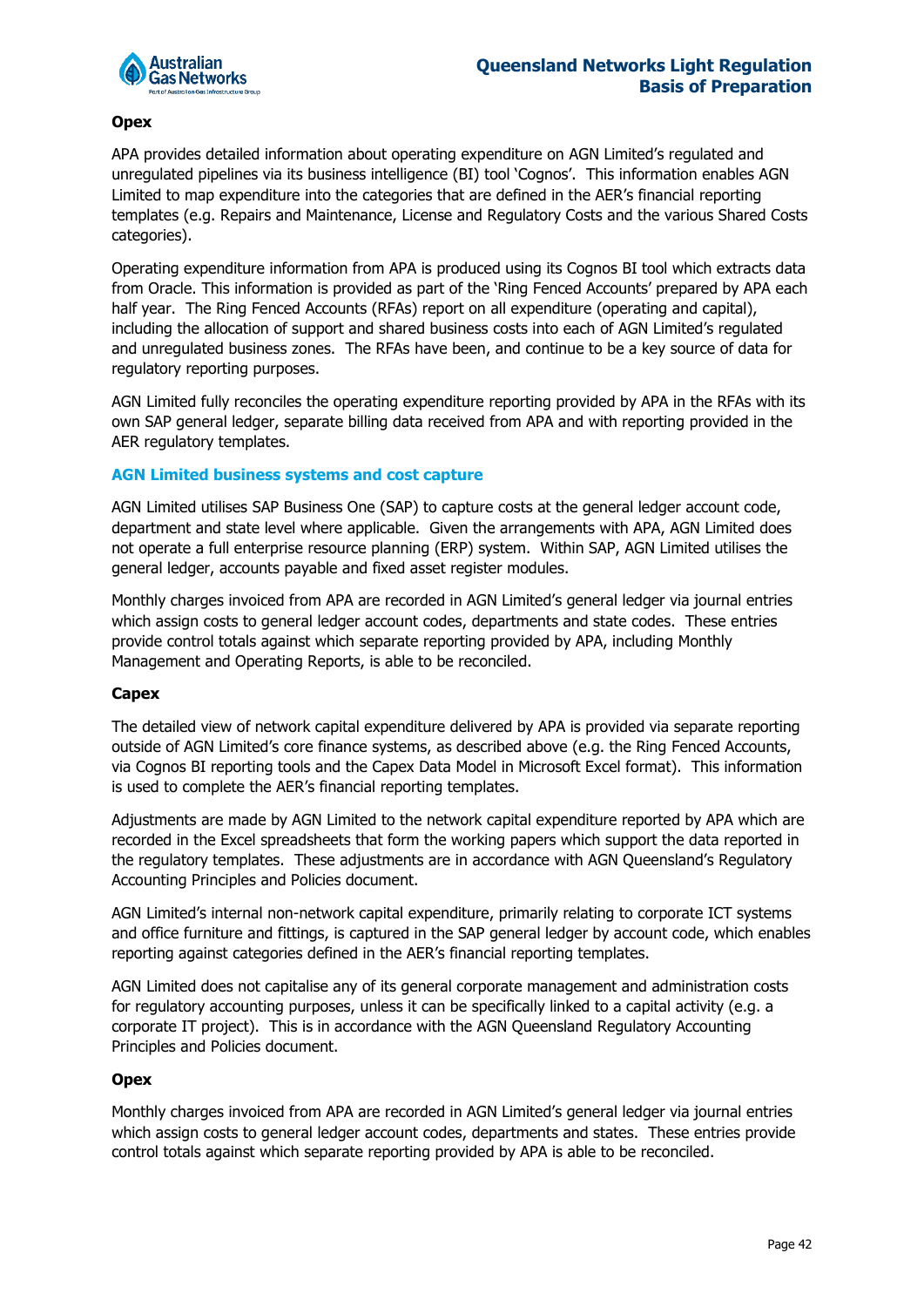### Opex

APA provides detailed information about operating expenditure on AGN Limited's regulated and unregulated pipelines via its business intelligence (BI) tool 'Cognos'. This information enables AGN Limited to map expenditure into the categories that are defined in the AER's financial reporting templates (e.g. Repairs and Maintenance, License and Regulatory Costs and the various Shared Costs categories).

Operating expenditure information from APA is produced using its Cognos BI tool which extracts data from Oracle. This information is provided as part of the 'Ring Fenced Accounts' prepared by APA each half year. The Ring Fenced Accounts (RFAs) report on all expenditure (operating and capital), including the allocation of support and shared business costs into each of AGN Limited's regulated and unregulated business zones. The RFAs have been, and continue to be a key source of data for regulatory reporting purposes.

AGN Limited fully reconciles the operating expenditure reporting provided by APA in the RFAs with its own SAP general ledger, separate billing data received from APA and with reporting provided in the AER regulatory templates.

## AGN Limited business systems and cost capture

AGN Limited utilises SAP Business One (SAP) to capture costs at the general ledger account code, department and state level where applicable. Given the arrangements with APA, AGN Limited does not operate a full enterprise resource planning (ERP) system. Within SAP, AGN Limited utilises the general ledger, accounts payable and fixed asset register modules.

Monthly charges invoiced from APA are recorded in AGN Limited's general ledger via journal entries which assign costs to general ledger account codes, departments and state codes. These entries provide control totals against which separate reporting provided by APA, including Monthly Management and Operating Reports, is able to be reconciled.

### Capex

The detailed view of network capital expenditure delivered by APA is provided via separate reporting outside of AGN Limited's core finance systems, as described above (e.g. the Ring Fenced Accounts, via Cognos BI reporting tools and the Capex Data Model in Microsoft Excel format). This information is used to complete the AER's financial reporting templates.

Adjustments are made by AGN Limited to the network capital expenditure reported by APA which are recorded in the Excel spreadsheets that form the working papers which support the data reported in the regulatory templates. These adjustments are in accordance with AGN Queensland's Regulatory Accounting Principles and Policies document.

AGN Limited's internal non-network capital expenditure, primarily relating to corporate ICT systems and office furniture and fittings, is captured in the SAP general ledger by account code, which enables reporting against categories defined in the AER's financial reporting templates.

AGN Limited does not capitalise any of its general corporate management and administration costs for regulatory accounting purposes, unless it can be specifically linked to a capital activity (e.g. a corporate IT project). This is in accordance with the AGN Queensland Regulatory Accounting Principles and Policies document.

### Opex

Monthly charges invoiced from APA are recorded in AGN Limited's general ledger via journal entries which assign costs to general ledger account codes, departments and states. These entries provide control totals against which separate reporting provided by APA is able to be reconciled.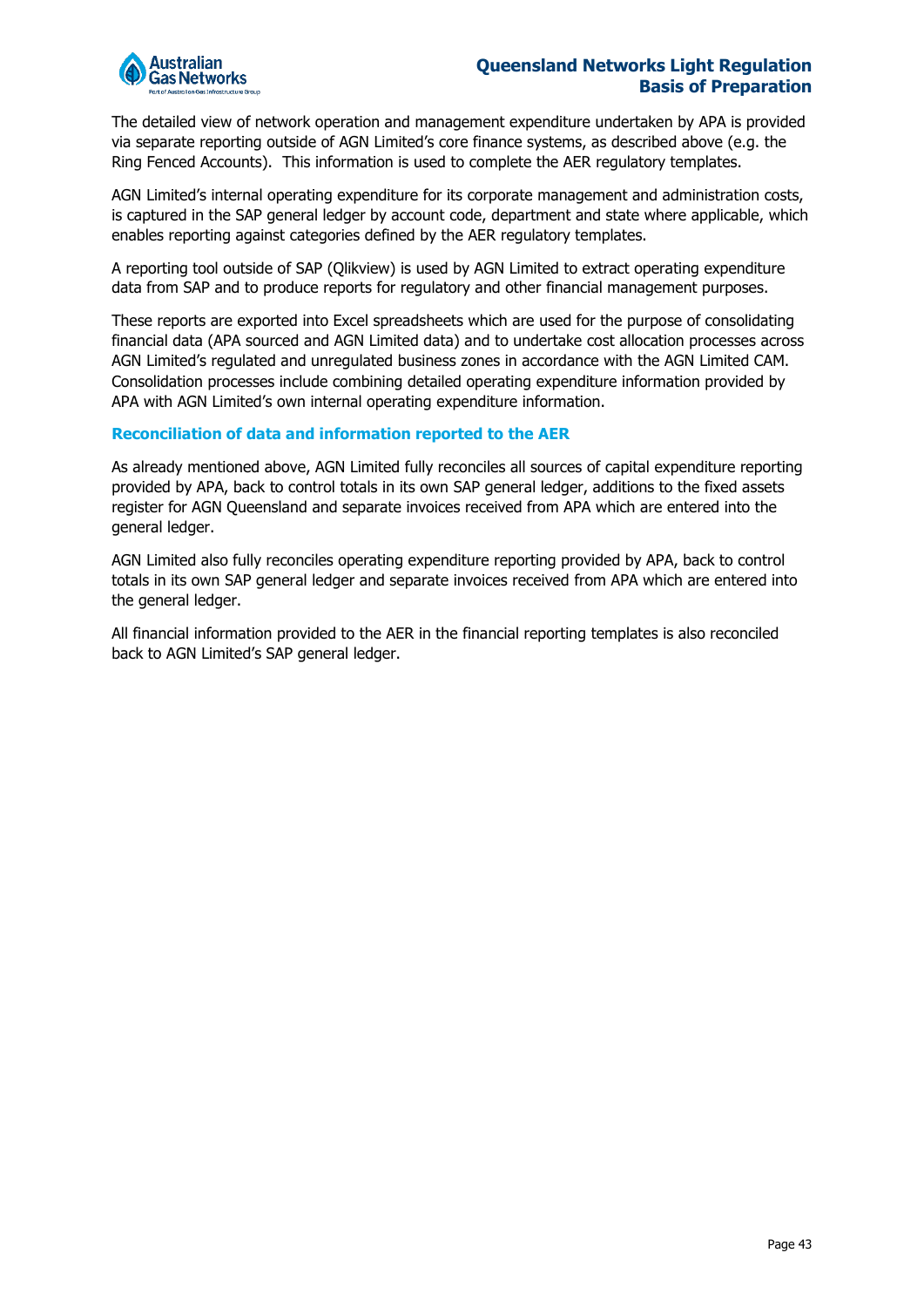The detailed view of network operation and management expenditure undertaken by APA is provided via separate reporting outside of AGN Limited's core finance systems, as described above (e.g. the Ring Fenced Accounts). This information is used to complete the AER regulatory templates.

AGN Limited's internal operating expenditure for its corporate management and administration costs, is captured in the SAP general ledger by account code, department and state where applicable, which enables reporting against categories defined by the AER regulatory templates.

A reporting tool outside of SAP (Qlikview) is used by AGN Limited to extract operating expenditure data from SAP and to produce reports for regulatory and other financial management purposes.

These reports are exported into Excel spreadsheets which are used for the purpose of consolidating financial data (APA sourced and AGN Limited data) and to undertake cost allocation processes across AGN Limited's regulated and unregulated business zones in accordance with the AGN Limited CAM. Consolidation processes include combining detailed operating expenditure information provided by APA with AGN Limited's own internal operating expenditure information.

### Reconciliation of data and information reported to the AER

As already mentioned above, AGN Limited fully reconciles all sources of capital expenditure reporting provided by APA, back to control totals in its own SAP general ledger, additions to the fixed assets register for AGN Queensland and separate invoices received from APA which are entered into the general ledger.

AGN Limited also fully reconciles operating expenditure reporting provided by APA, back to control totals in its own SAP general ledger and separate invoices received from APA which are entered into the general ledger.

All financial information provided to the AER in the financial reporting templates is also reconciled back to AGN Limited's SAP general ledger.